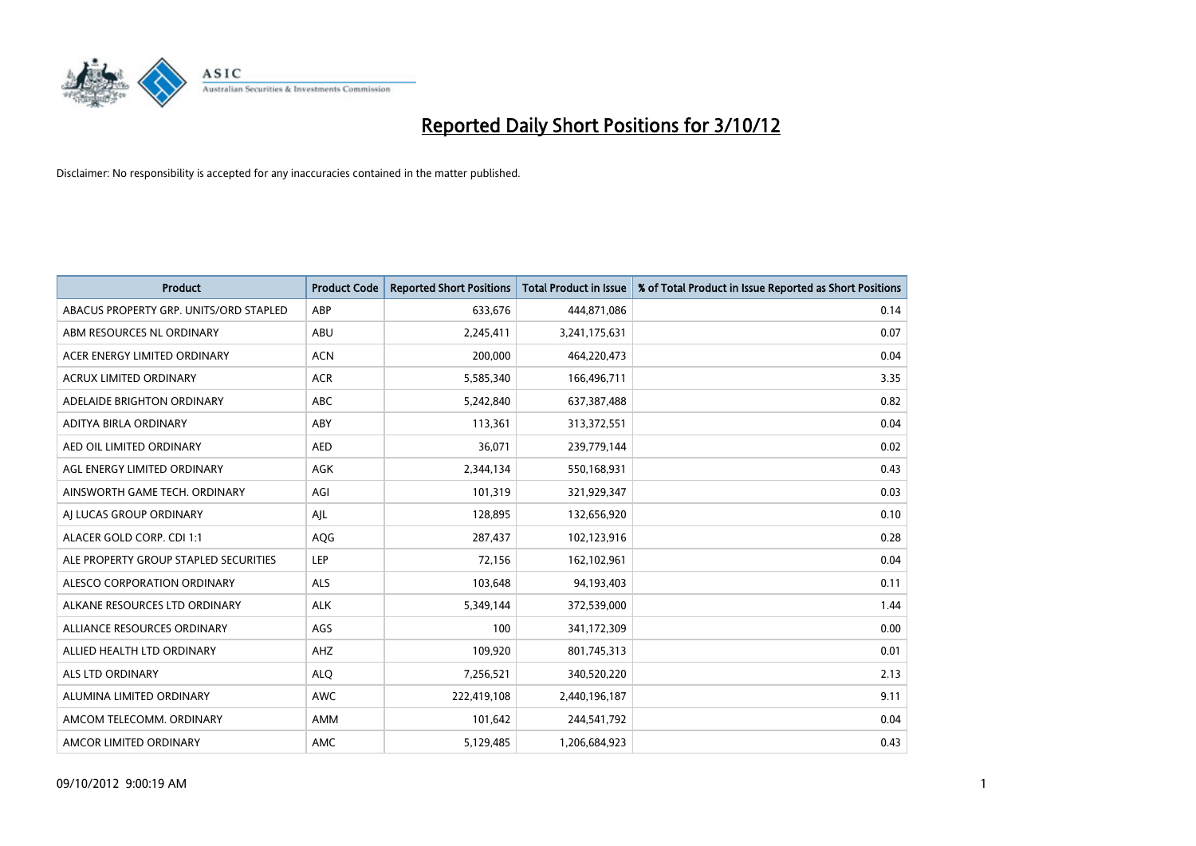# Reported Daily Short Positions for 3/10/12

Disclaimer: No responsibility is accepted for any inaccuracies contained in the matter published.

| Product | Product Code | Reported Short Positions | Total Product in Issue | % of Total Product in Issue Reported as Short Positions |
|---|---|---|---|---|
| ABACUS PROPERTY GRP. UNITS/ORD STAPLED | ABP | 633,676 | 444,871,086 | 0.14 |
| ABM RESOURCES NL ORDINARY | ABU | 2,245,411 | 3,241,175,631 | 0.07 |
| ACER ENERGY LIMITED ORDINARY | ACN | 200,000 | 464,220,473 | 0.04 |
| ACRUX LIMITED ORDINARY | ACR | 5,585,340 | 166,496,711 | 3.35 |
| ADELAIDE BRIGHTON ORDINARY | ABC | 5,242,840 | 637,387,488 | 0.82 |
| ADITYA BIRLA ORDINARY | ABY | 113,361 | 313,372,551 | 0.04 |
| AED OIL LIMITED ORDINARY | AED | 36,071 | 239,779,144 | 0.02 |
| AGL ENERGY LIMITED ORDINARY | AGK | 2,344,134 | 550,168,931 | 0.43 |
| AINSWORTH GAME TECH. ORDINARY | AGI | 101,319 | 321,929,347 | 0.03 |
| AJ LUCAS GROUP ORDINARY | AJL | 128,895 | 132,656,920 | 0.10 |
| ALACER GOLD CORP. CDI 1:1 | AQG | 287,437 | 102,123,916 | 0.28 |
| ALE PROPERTY GROUP STAPLED SECURITIES | LEP | 72,156 | 162,102,961 | 0.04 |
| ALESCO CORPORATION ORDINARY | ALS | 103,648 | 94,193,403 | 0.11 |
| ALKANE RESOURCES LTD ORDINARY | ALK | 5,349,144 | 372,539,000 | 1.44 |
| ALLIANCE RESOURCES ORDINARY | AGS | 100 | 341,172,309 | 0.00 |
| ALLIED HEALTH LTD ORDINARY | AHZ | 109,920 | 801,745,313 | 0.01 |
| ALS LTD ORDINARY | ALQ | 7,256,521 | 340,520,220 | 2.13 |
| ALUMINA LIMITED ORDINARY | AWC | 222,419,108 | 2,440,196,187 | 9.11 |
| AMCOM TELECOMM. ORDINARY | AMM | 101,642 | 244,541,792 | 0.04 |
| AMCOR LIMITED ORDINARY | AMC | 5,129,485 | 1,206,684,923 | 0.43 |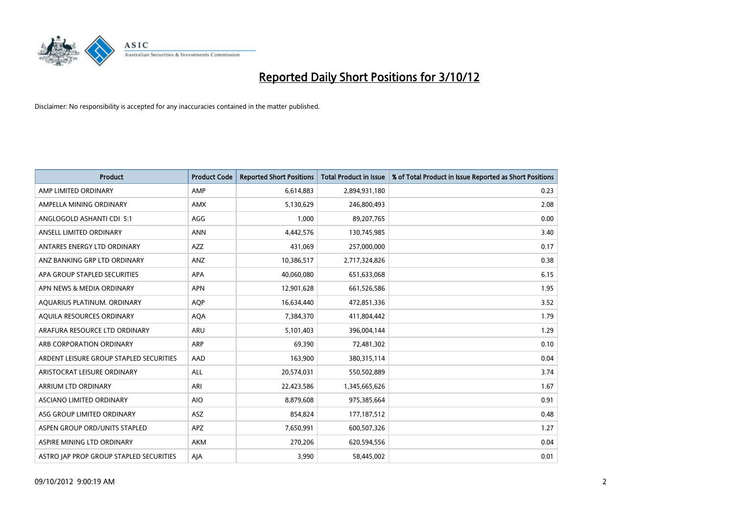# Reported Daily Short Positions for 3/10/12

Disclaimer: No responsibility is accepted for any inaccuracies contained in the matter published.

| Product | Product Code | Reported Short Positions | Total Product in Issue | % of Total Product in Issue Reported as Short Positions |
|---|---|---|---|---|
| AMP LIMITED ORDINARY | AMP | 6,614,883 | 2,894,931,180 | 0.23 |
| AMPELLA MINING ORDINARY | AMX | 5,130,629 | 246,800,493 | 2.08 |
| ANGLOGOLD ASHANTI CDI 5:1 | AGG | 1,000 | 89,207,765 | 0.00 |
| ANSELL LIMITED ORDINARY | ANN | 4,442,576 | 130,745,985 | 3.40 |
| ANTARES ENERGY LTD ORDINARY | AZZ | 431,069 | 257,000,000 | 0.17 |
| ANZ BANKING GRP LTD ORDINARY | ANZ | 10,386,517 | 2,717,324,826 | 0.38 |
| APA GROUP STAPLED SECURITIES | APA | 40,060,080 | 651,633,068 | 6.15 |
| APN NEWS & MEDIA ORDINARY | APN | 12,901,628 | 661,526,586 | 1.95 |
| AQUARIUS PLATINUM. ORDINARY | AQP | 16,634,440 | 472,851,336 | 3.52 |
| AQUILA RESOURCES ORDINARY | AQA | 7,384,370 | 411,804,442 | 1.79 |
| ARAFURA RESOURCE LTD ORDINARY | ARU | 5,101,403 | 396,004,144 | 1.29 |
| ARB CORPORATION ORDINARY | ARP | 69,390 | 72,481,302 | 0.10 |
| ARDENT LEISURE GROUP STAPLED SECURITIES | AAD | 163,900 | 380,315,114 | 0.04 |
| ARISTOCRAT LEISURE ORDINARY | ALL | 20,574,031 | 550,502,889 | 3.74 |
| ARRIUM LTD ORDINARY | ARI | 22,423,586 | 1,345,665,626 | 1.67 |
| ASCIANO LIMITED ORDINARY | AIO | 8,879,608 | 975,385,664 | 0.91 |
| ASG GROUP LIMITED ORDINARY | ASZ | 854,824 | 177,187,512 | 0.48 |
| ASPEN GROUP ORD/UNITS STAPLED | APZ | 7,650,991 | 600,507,326 | 1.27 |
| ASPIRE MINING LTD ORDINARY | AKM | 270,206 | 620,594,556 | 0.04 |
| ASTRO JAP PROP GROUP STAPLED SECURITIES | AJA | 3,990 | 58,445,002 | 0.01 |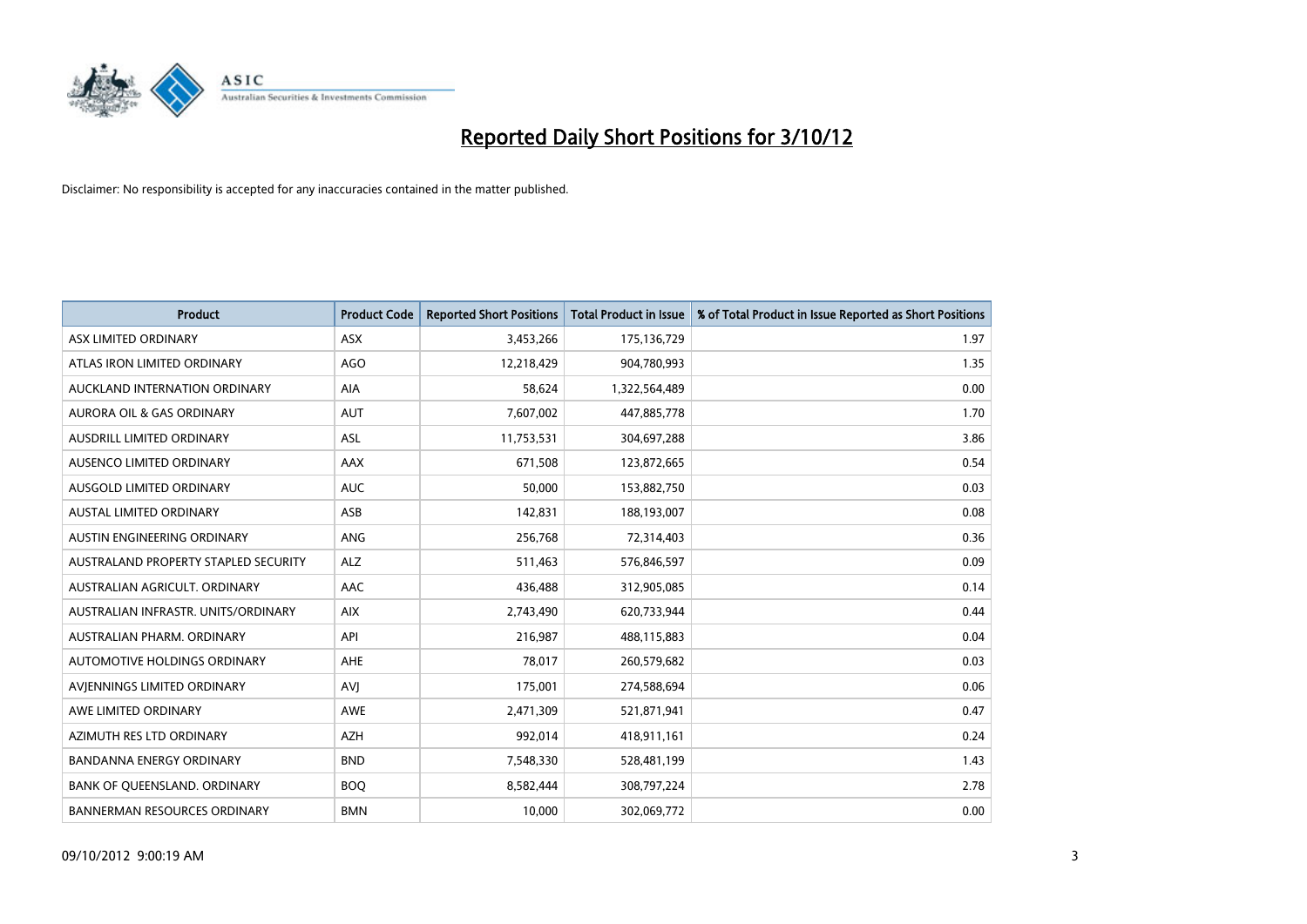# Reported Daily Short Positions for 3/10/12

Disclaimer: No responsibility is accepted for any inaccuracies contained in the matter published.

| Product | Product Code | Reported Short Positions | Total Product in Issue | % of Total Product in Issue Reported as Short Positions |
|---|---|---|---|---|
| ASX LIMITED ORDINARY | ASX | 3,453,266 | 175,136,729 | 1.97 |
| ATLAS IRON LIMITED ORDINARY | AGO | 12,218,429 | 904,780,993 | 1.35 |
| AUCKLAND INTERNATION ORDINARY | AIA | 58,624 | 1,322,564,489 | 0.00 |
| AURORA OIL & GAS ORDINARY | AUT | 7,607,002 | 447,885,778 | 1.70 |
| AUSDRILL LIMITED ORDINARY | ASL | 11,753,531 | 304,697,288 | 3.86 |
| AUSENCO LIMITED ORDINARY | AAX | 671,508 | 123,872,665 | 0.54 |
| AUSGOLD LIMITED ORDINARY | AUC | 50,000 | 153,882,750 | 0.03 |
| AUSTAL LIMITED ORDINARY | ASB | 142,831 | 188,193,007 | 0.08 |
| AUSTIN ENGINEERING ORDINARY | ANG | 256,768 | 72,314,403 | 0.36 |
| AUSTRALAND PROPERTY STAPLED SECURITY | ALZ | 511,463 | 576,846,597 | 0.09 |
| AUSTRALIAN AGRICULT. ORDINARY | AAC | 436,488 | 312,905,085 | 0.14 |
| AUSTRALIAN INFRASTR. UNITS/ORDINARY | AIX | 2,743,490 | 620,733,944 | 0.44 |
| AUSTRALIAN PHARM. ORDINARY | API | 216,987 | 488,115,883 | 0.04 |
| AUTOMOTIVE HOLDINGS ORDINARY | AHE | 78,017 | 260,579,682 | 0.03 |
| AVJENNINGS LIMITED ORDINARY | AVJ | 175,001 | 274,588,694 | 0.06 |
| AWE LIMITED ORDINARY | AWE | 2,471,309 | 521,871,941 | 0.47 |
| AZIMUTH RES LTD ORDINARY | AZH | 992,014 | 418,911,161 | 0.24 |
| BANDANNA ENERGY ORDINARY | BND | 7,548,330 | 528,481,199 | 1.43 |
| BANK OF QUEENSLAND. ORDINARY | BOQ | 8,582,444 | 308,797,224 | 2.78 |
| BANNERMAN RESOURCES ORDINARY | BMN | 10,000 | 302,069,772 | 0.00 |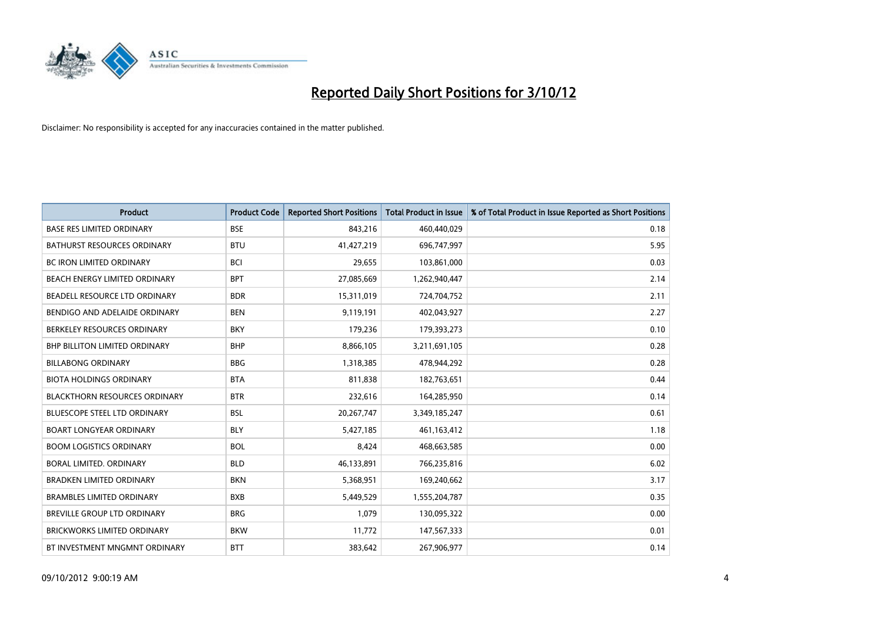# Reported Daily Short Positions for 3/10/12

Disclaimer: No responsibility is accepted for any inaccuracies contained in the matter published.

| Product | Product Code | Reported Short Positions | Total Product in Issue | % of Total Product in Issue Reported as Short Positions |
|---|---|---|---|---|
| BASE RES LIMITED ORDINARY | BSE | 843,216 | 460,440,029 | 0.18 |
| BATHURST RESOURCES ORDINARY | BTU | 41,427,219 | 696,747,997 | 5.95 |
| BC IRON LIMITED ORDINARY | BCI | 29,655 | 103,861,000 | 0.03 |
| BEACH ENERGY LIMITED ORDINARY | BPT | 27,085,669 | 1,262,940,447 | 2.14 |
| BEADELL RESOURCE LTD ORDINARY | BDR | 15,311,019 | 724,704,752 | 2.11 |
| BENDIGO AND ADELAIDE ORDINARY | BEN | 9,119,191 | 402,043,927 | 2.27 |
| BERKELEY RESOURCES ORDINARY | BKY | 179,236 | 179,393,273 | 0.10 |
| BHP BILLITON LIMITED ORDINARY | BHP | 8,866,105 | 3,211,691,105 | 0.28 |
| BILLABONG ORDINARY | BBG | 1,318,385 | 478,944,292 | 0.28 |
| BIOTA HOLDINGS ORDINARY | BTA | 811,838 | 182,763,651 | 0.44 |
| BLACKTHORN RESOURCES ORDINARY | BTR | 232,616 | 164,285,950 | 0.14 |
| BLUESCOPE STEEL LTD ORDINARY | BSL | 20,267,747 | 3,349,185,247 | 0.61 |
| BOART LONGYEAR ORDINARY | BLY | 5,427,185 | 461,163,412 | 1.18 |
| BOOM LOGISTICS ORDINARY | BOL | 8,424 | 468,663,585 | 0.00 |
| BORAL LIMITED. ORDINARY | BLD | 46,133,891 | 766,235,816 | 6.02 |
| BRADKEN LIMITED ORDINARY | BKN | 5,368,951 | 169,240,662 | 3.17 |
| BRAMBLES LIMITED ORDINARY | BXB | 5,449,529 | 1,555,204,787 | 0.35 |
| BREVILLE GROUP LTD ORDINARY | BRG | 1,079 | 130,095,322 | 0.00 |
| BRICKWORKS LIMITED ORDINARY | BKW | 11,772 | 147,567,333 | 0.01 |
| BT INVESTMENT MNGMNT ORDINARY | BTT | 383,642 | 267,906,977 | 0.14 |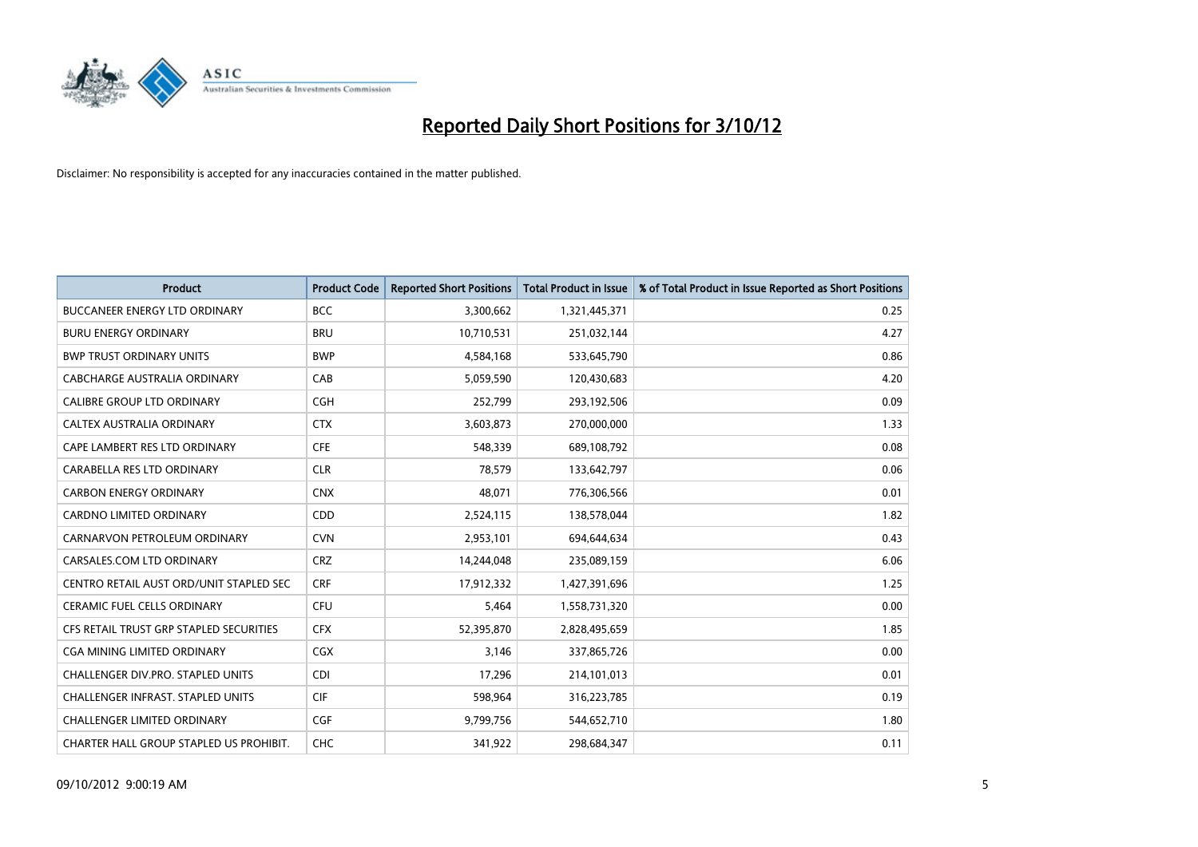# Reported Daily Short Positions for 3/10/12

Disclaimer: No responsibility is accepted for any inaccuracies contained in the matter published.

| Product | Product Code | Reported Short Positions | Total Product in Issue | % of Total Product in Issue Reported as Short Positions |
|---|---|---|---|---|
| BUCCANEER ENERGY LTD ORDINARY | BCC | 3,300,662 | 1,321,445,371 | 0.25 |
| BURU ENERGY ORDINARY | BRU | 10,710,531 | 251,032,144 | 4.27 |
| BWP TRUST ORDINARY UNITS | BWP | 4,584,168 | 533,645,790 | 0.86 |
| CABCHARGE AUSTRALIA ORDINARY | CAB | 5,059,590 | 120,430,683 | 4.20 |
| CALIBRE GROUP LTD ORDINARY | CGH | 252,799 | 293,192,506 | 0.09 |
| CALTEX AUSTRALIA ORDINARY | CTX | 3,603,873 | 270,000,000 | 1.33 |
| CAPE LAMBERT RES LTD ORDINARY | CFE | 548,339 | 689,108,792 | 0.08 |
| CARABELLA RES LTD ORDINARY | CLR | 78,579 | 133,642,797 | 0.06 |
| CARBON ENERGY ORDINARY | CNX | 48,071 | 776,306,566 | 0.01 |
| CARDNO LIMITED ORDINARY | CDD | 2,524,115 | 138,578,044 | 1.82 |
| CARNARVON PETROLEUM ORDINARY | CVN | 2,953,101 | 694,644,634 | 0.43 |
| CARSALES.COM LTD ORDINARY | CRZ | 14,244,048 | 235,089,159 | 6.06 |
| CENTRO RETAIL AUST ORD/UNIT STAPLED SEC | CRF | 17,912,332 | 1,427,391,696 | 1.25 |
| CERAMIC FUEL CELLS ORDINARY | CFU | 5,464 | 1,558,731,320 | 0.00 |
| CFS RETAIL TRUST GRP STAPLED SECURITIES | CFX | 52,395,870 | 2,828,495,659 | 1.85 |
| CGA MINING LIMITED ORDINARY | CGX | 3,146 | 337,865,726 | 0.00 |
| CHALLENGER DIV.PRO. STAPLED UNITS | CDI | 17,296 | 214,101,013 | 0.01 |
| CHALLENGER INFRAST. STAPLED UNITS | CIF | 598,964 | 316,223,785 | 0.19 |
| CHALLENGER LIMITED ORDINARY | CGF | 9,799,756 | 544,652,710 | 1.80 |
| CHARTER HALL GROUP STAPLED US PROHIBIT. | CHC | 341,922 | 298,684,347 | 0.11 |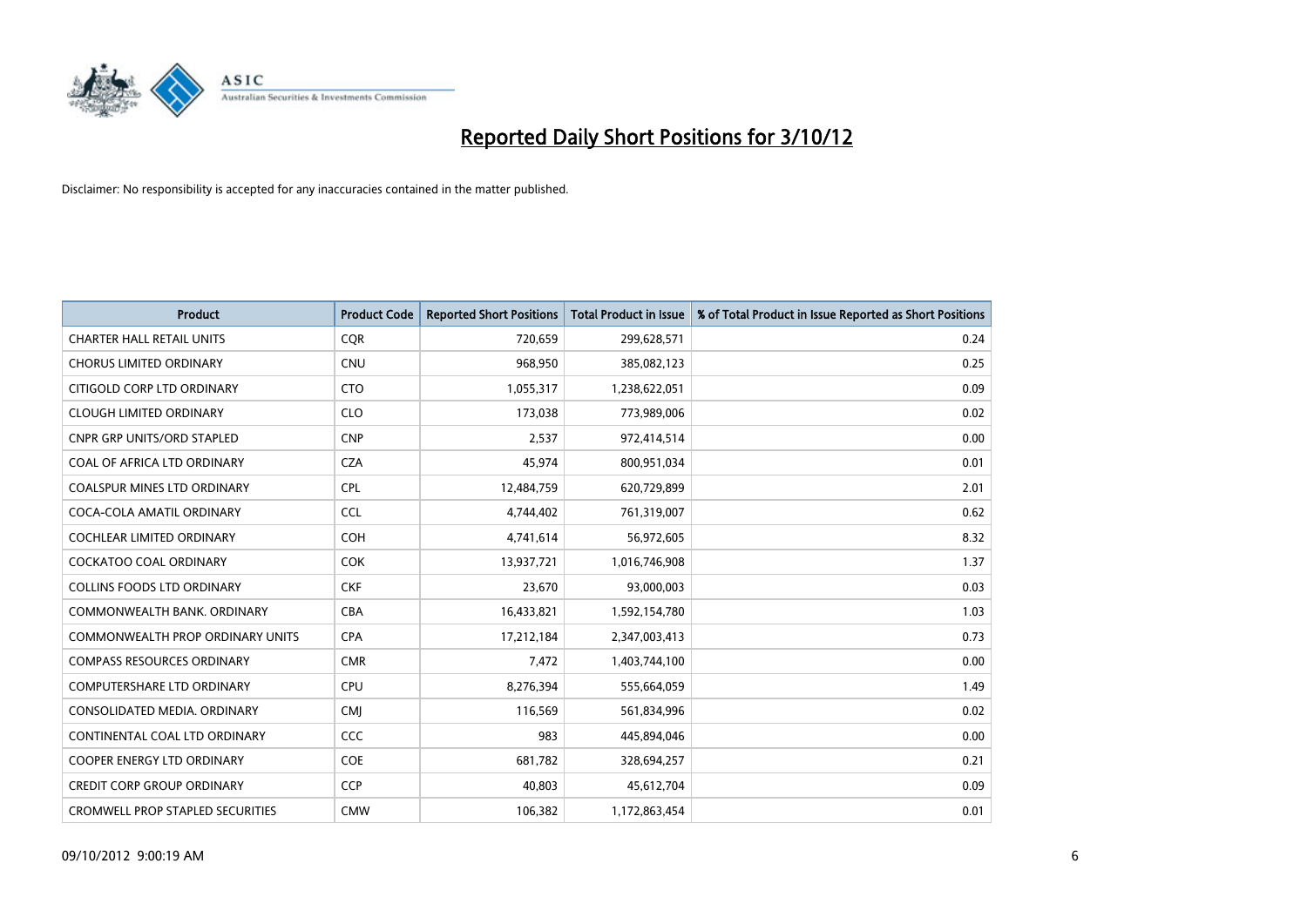# Reported Daily Short Positions for 3/10/12

Disclaimer: No responsibility is accepted for any inaccuracies contained in the matter published.

| Product | Product Code | Reported Short Positions | Total Product in Issue | % of Total Product in Issue Reported as Short Positions |
|---|---|---|---|---|
| CHARTER HALL RETAIL UNITS | CQR | 720,659 | 299,628,571 | 0.24 |
| CHORUS LIMITED ORDINARY | CNU | 968,950 | 385,082,123 | 0.25 |
| CITIGOLD CORP LTD ORDINARY | CTO | 1,055,317 | 1,238,622,051 | 0.09 |
| CLOUGH LIMITED ORDINARY | CLO | 173,038 | 773,989,006 | 0.02 |
| CNPR GRP UNITS/ORD STAPLED | CNP | 2,537 | 972,414,514 | 0.00 |
| COAL OF AFRICA LTD ORDINARY | CZA | 45,974 | 800,951,034 | 0.01 |
| COALSPUR MINES LTD ORDINARY | CPL | 12,484,759 | 620,729,899 | 2.01 |
| COCA-COLA AMATIL ORDINARY | CCL | 4,744,402 | 761,319,007 | 0.62 |
| COCHLEAR LIMITED ORDINARY | COH | 4,741,614 | 56,972,605 | 8.32 |
| COCKATOO COAL ORDINARY | COK | 13,937,721 | 1,016,746,908 | 1.37 |
| COLLINS FOODS LTD ORDINARY | CKF | 23,670 | 93,000,003 | 0.03 |
| COMMONWEALTH BANK. ORDINARY | CBA | 16,433,821 | 1,592,154,780 | 1.03 |
| COMMONWEALTH PROP ORDINARY UNITS | CPA | 17,212,184 | 2,347,003,413 | 0.73 |
| COMPASS RESOURCES ORDINARY | CMR | 7,472 | 1,403,744,100 | 0.00 |
| COMPUTERSHARE LTD ORDINARY | CPU | 8,276,394 | 555,664,059 | 1.49 |
| CONSOLIDATED MEDIA. ORDINARY | CMJ | 116,569 | 561,834,996 | 0.02 |
| CONTINENTAL COAL LTD ORDINARY | CCC | 983 | 445,894,046 | 0.00 |
| COOPER ENERGY LTD ORDINARY | COE | 681,782 | 328,694,257 | 0.21 |
| CREDIT CORP GROUP ORDINARY | CCP | 40,803 | 45,612,704 | 0.09 |
| CROMWELL PROP STAPLED SECURITIES | CMW | 106,382 | 1,172,863,454 | 0.01 |

09/10/2012 9:00:19 AM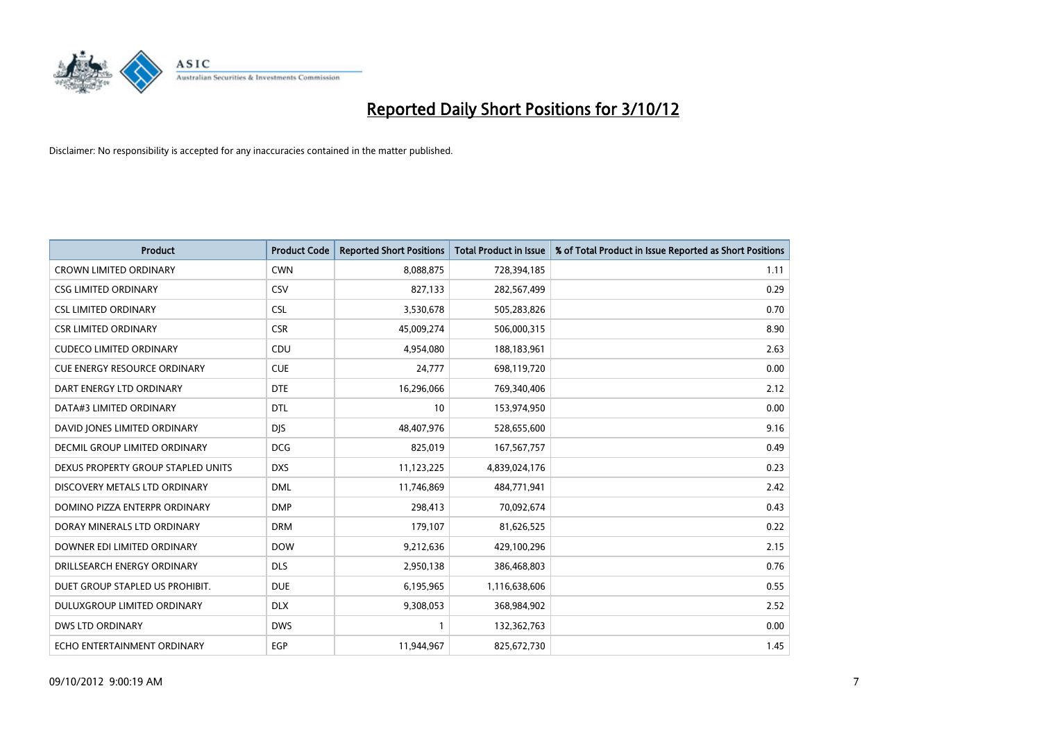# Reported Daily Short Positions for 3/10/12

Disclaimer: No responsibility is accepted for any inaccuracies contained in the matter published.

| Product | Product Code | Reported Short Positions | Total Product in Issue | % of Total Product in Issue Reported as Short Positions |
|---|---|---|---|---|
| CROWN LIMITED ORDINARY | CWN | 8,088,875 | 728,394,185 | 1.11 |
| CSG LIMITED ORDINARY | CSV | 827,133 | 282,567,499 | 0.29 |
| CSL LIMITED ORDINARY | CSL | 3,530,678 | 505,283,826 | 0.70 |
| CSR LIMITED ORDINARY | CSR | 45,009,274 | 506,000,315 | 8.90 |
| CUDECO LIMITED ORDINARY | CDU | 4,954,080 | 188,183,961 | 2.63 |
| CUE ENERGY RESOURCE ORDINARY | CUE | 24,777 | 698,119,720 | 0.00 |
| DART ENERGY LTD ORDINARY | DTE | 16,296,066 | 769,340,406 | 2.12 |
| DATA#3 LIMITED ORDINARY | DTL | 10 | 153,974,950 | 0.00 |
| DAVID JONES LIMITED ORDINARY | DJS | 48,407,976 | 528,655,600 | 9.16 |
| DECMIL GROUP LIMITED ORDINARY | DCG | 825,019 | 167,567,757 | 0.49 |
| DEXUS PROPERTY GROUP STAPLED UNITS | DXS | 11,123,225 | 4,839,024,176 | 0.23 |
| DISCOVERY METALS LTD ORDINARY | DML | 11,746,869 | 484,771,941 | 2.42 |
| DOMINO PIZZA ENTERPR ORDINARY | DMP | 298,413 | 70,092,674 | 0.43 |
| DORAY MINERALS LTD ORDINARY | DRM | 179,107 | 81,626,525 | 0.22 |
| DOWNER EDI LIMITED ORDINARY | DOW | 9,212,636 | 429,100,296 | 2.15 |
| DRILLSEARCH ENERGY ORDINARY | DLS | 2,950,138 | 386,468,803 | 0.76 |
| DUET GROUP STAPLED US PROHIBIT. | DUE | 6,195,965 | 1,116,638,606 | 0.55 |
| DULUXGROUP LIMITED ORDINARY | DLX | 9,308,053 | 368,984,902 | 2.52 |
| DWS LTD ORDINARY | DWS | 1 | 132,362,763 | 0.00 |
| ECHO ENTERTAINMENT ORDINARY | EGP | 11,944,967 | 825,672,730 | 1.45 |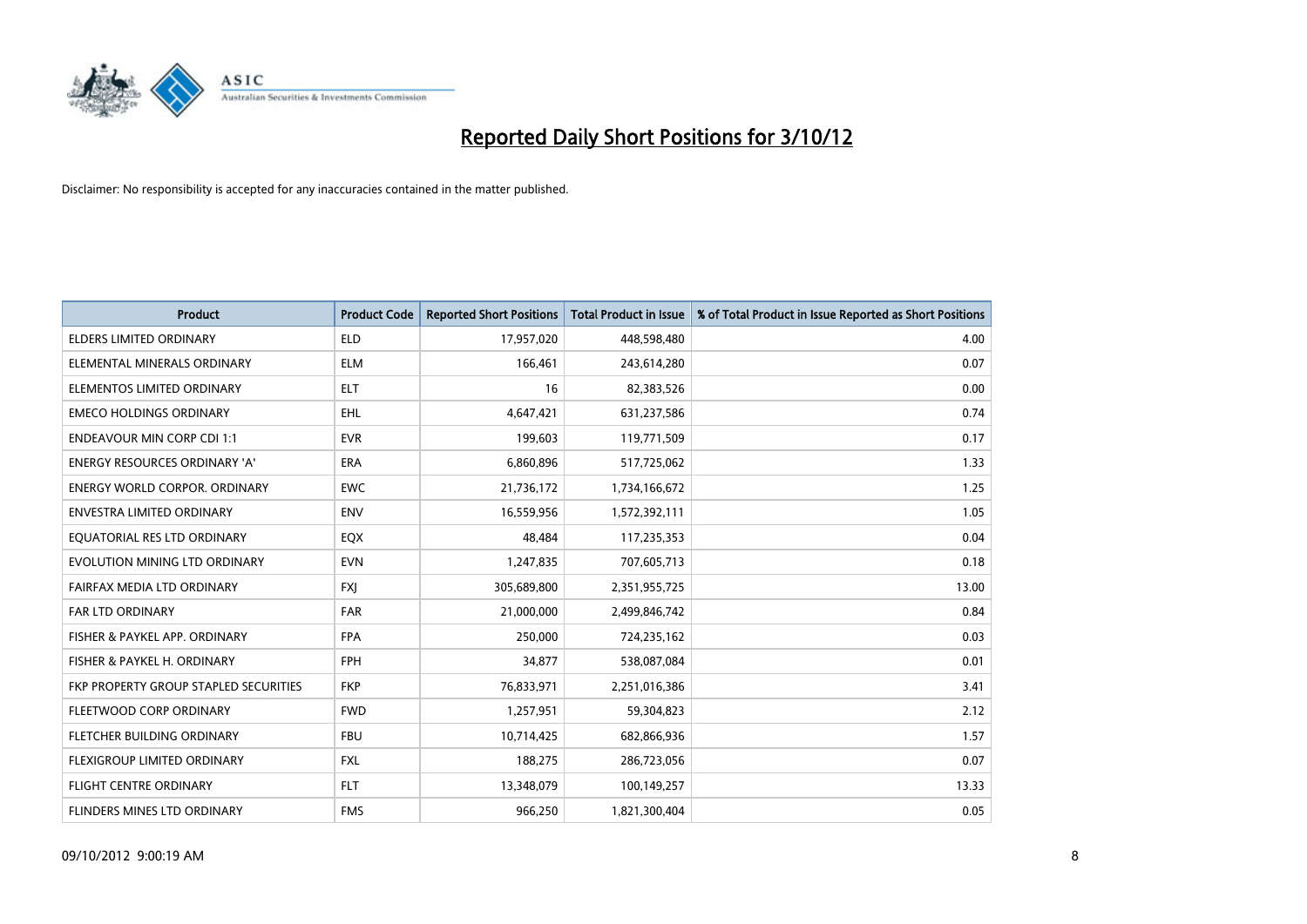# Reported Daily Short Positions for 3/10/12

Disclaimer: No responsibility is accepted for any inaccuracies contained in the matter published.

| Product | Product Code | Reported Short Positions | Total Product in Issue | % of Total Product in Issue Reported as Short Positions |
|---|---|---|---|---|
| ELDERS LIMITED ORDINARY | ELD | 17,957,020 | 448,598,480 | 4.00 |
| ELEMENTAL MINERALS ORDINARY | ELM | 166,461 | 243,614,280 | 0.07 |
| ELEMENTOS LIMITED ORDINARY | ELT | 16 | 82,383,526 | 0.00 |
| EMECO HOLDINGS ORDINARY | EHL | 4,647,421 | 631,237,586 | 0.74 |
| ENDEAVOUR MIN CORP CDI 1:1 | EVR | 199,603 | 119,771,509 | 0.17 |
| ENERGY RESOURCES ORDINARY 'A' | ERA | 6,860,896 | 517,725,062 | 1.33 |
| ENERGY WORLD CORPOR. ORDINARY | EWC | 21,736,172 | 1,734,166,672 | 1.25 |
| ENVESTRA LIMITED ORDINARY | ENV | 16,559,956 | 1,572,392,111 | 1.05 |
| EQUATORIAL RES LTD ORDINARY | EQX | 48,484 | 117,235,353 | 0.04 |
| EVOLUTION MINING LTD ORDINARY | EVN | 1,247,835 | 707,605,713 | 0.18 |
| FAIRFAX MEDIA LTD ORDINARY | FXJ | 305,689,800 | 2,351,955,725 | 13.00 |
| FAR LTD ORDINARY | FAR | 21,000,000 | 2,499,846,742 | 0.84 |
| FISHER & PAYKEL APP. ORDINARY | FPA | 250,000 | 724,235,162 | 0.03 |
| FISHER & PAYKEL H. ORDINARY | FPH | 34,877 | 538,087,084 | 0.01 |
| FKP PROPERTY GROUP STAPLED SECURITIES | FKP | 76,833,971 | 2,251,016,386 | 3.41 |
| FLEETWOOD CORP ORDINARY | FWD | 1,257,951 | 59,304,823 | 2.12 |
| FLETCHER BUILDING ORDINARY | FBU | 10,714,425 | 682,866,936 | 1.57 |
| FLEXIGROUP LIMITED ORDINARY | FXL | 188,275 | 286,723,056 | 0.07 |
| FLIGHT CENTRE ORDINARY | FLT | 13,348,079 | 100,149,257 | 13.33 |
| FLINDERS MINES LTD ORDINARY | FMS | 966,250 | 1,821,300,404 | 0.05 |

09/10/2012 9:00:19 AM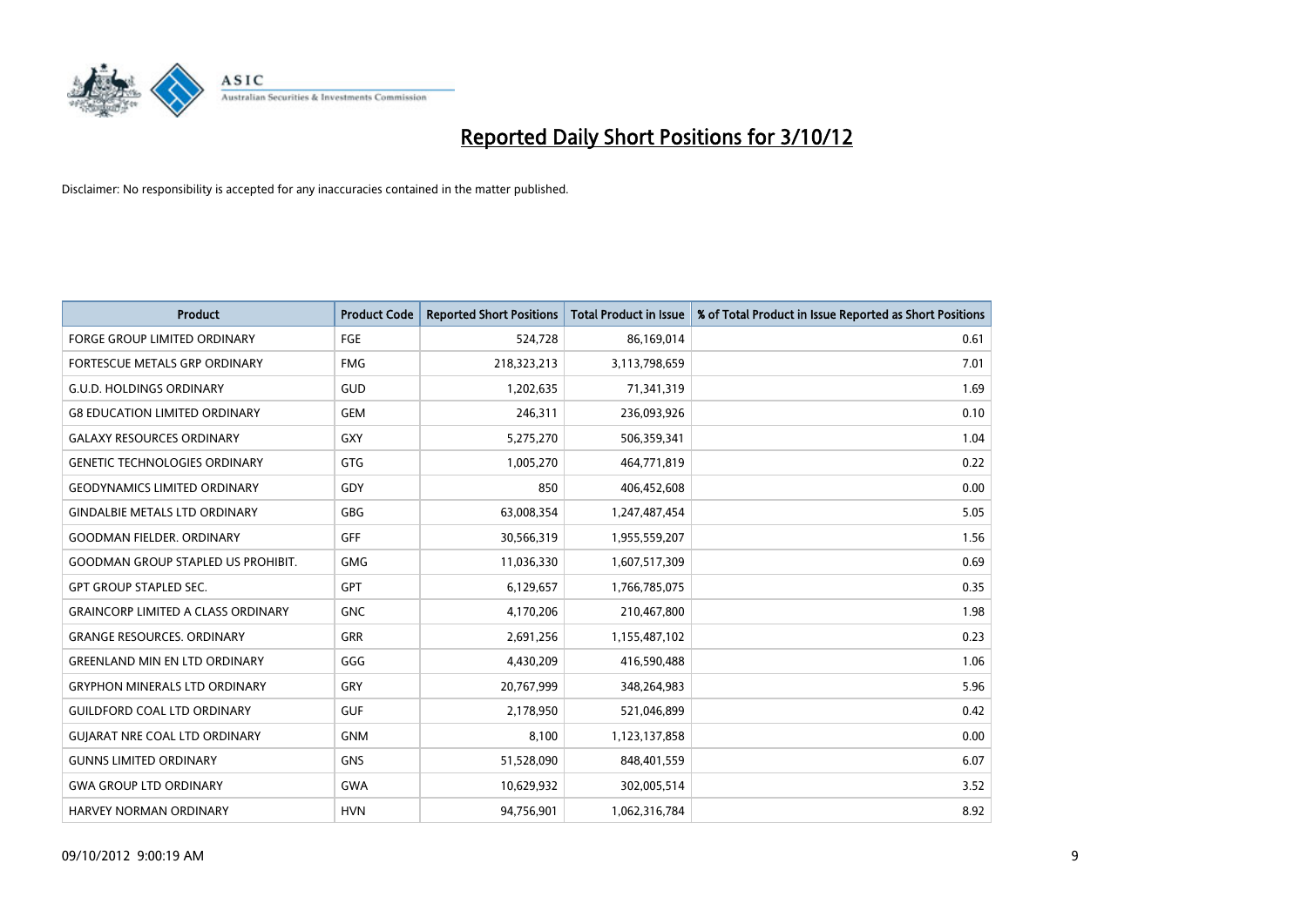# Reported Daily Short Positions for 3/10/12

Disclaimer: No responsibility is accepted for any inaccuracies contained in the matter published.

| Product | Product Code | Reported Short Positions | Total Product in Issue | % of Total Product in Issue Reported as Short Positions |
|---|---|---|---|---|
| FORGE GROUP LIMITED ORDINARY | FGE | 524,728 | 86,169,014 | 0.61 |
| FORTESCUE METALS GRP ORDINARY | FMG | 218,323,213 | 3,113,798,659 | 7.01 |
| G.U.D. HOLDINGS ORDINARY | GUD | 1,202,635 | 71,341,319 | 1.69 |
| G8 EDUCATION LIMITED ORDINARY | GEM | 246,311 | 236,093,926 | 0.10 |
| GALAXY RESOURCES ORDINARY | GXY | 5,275,270 | 506,359,341 | 1.04 |
| GENETIC TECHNOLOGIES ORDINARY | GTG | 1,005,270 | 464,771,819 | 0.22 |
| GEODYNAMICS LIMITED ORDINARY | GDY | 850 | 406,452,608 | 0.00 |
| GINDALBIE METALS LTD ORDINARY | GBG | 63,008,354 | 1,247,487,454 | 5.05 |
| GOODMAN FIELDER. ORDINARY | GFF | 30,566,319 | 1,955,559,207 | 1.56 |
| GOODMAN GROUP STAPLED US PROHIBIT. | GMG | 11,036,330 | 1,607,517,309 | 0.69 |
| GPT GROUP STAPLED SEC. | GPT | 6,129,657 | 1,766,785,075 | 0.35 |
| GRAINCORP LIMITED A CLASS ORDINARY | GNC | 4,170,206 | 210,467,800 | 1.98 |
| GRANGE RESOURCES. ORDINARY | GRR | 2,691,256 | 1,155,487,102 | 0.23 |
| GREENLAND MIN EN LTD ORDINARY | GGG | 4,430,209 | 416,590,488 | 1.06 |
| GRYPHON MINERALS LTD ORDINARY | GRY | 20,767,999 | 348,264,983 | 5.96 |
| GUILDFORD COAL LTD ORDINARY | GUF | 2,178,950 | 521,046,899 | 0.42 |
| GUJARAT NRE COAL LTD ORDINARY | GNM | 8,100 | 1,123,137,858 | 0.00 |
| GUNNS LIMITED ORDINARY | GNS | 51,528,090 | 848,401,559 | 6.07 |
| GWA GROUP LTD ORDINARY | GWA | 10,629,932 | 302,005,514 | 3.52 |
| HARVEY NORMAN ORDINARY | HVN | 94,756,901 | 1,062,316,784 | 8.92 |

09/10/2012 9:00:19 AM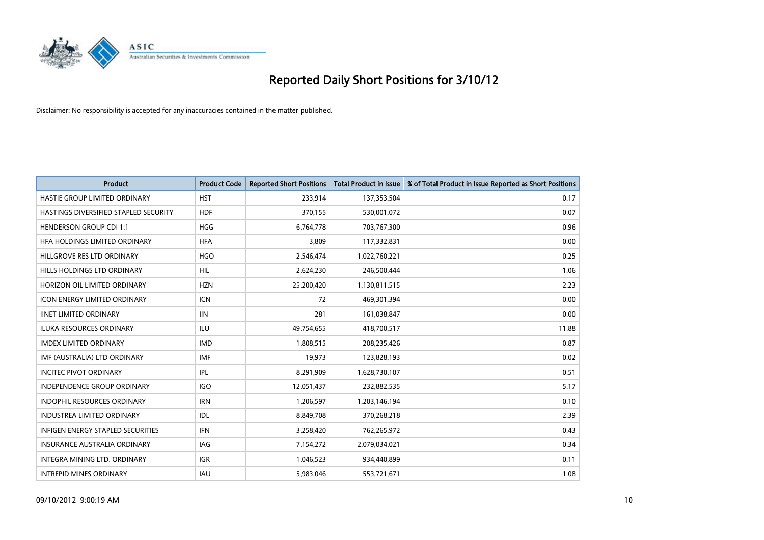# Reported Daily Short Positions for 3/10/12

Disclaimer: No responsibility is accepted for any inaccuracies contained in the matter published.

| Product | Product Code | Reported Short Positions | Total Product in Issue | % of Total Product in Issue Reported as Short Positions |
|---|---|---|---|---|
| HASTIE GROUP LIMITED ORDINARY | HST | 233,914 | 137,353,504 | 0.17 |
| HASTINGS DIVERSIFIED STAPLED SECURITY | HDF | 370,155 | 530,001,072 | 0.07 |
| HENDERSON GROUP CDI 1:1 | HGG | 6,764,778 | 703,767,300 | 0.96 |
| HFA HOLDINGS LIMITED ORDINARY | HFA | 3,809 | 117,332,831 | 0.00 |
| HILLGROVE RES LTD ORDINARY | HGO | 2,546,474 | 1,022,760,221 | 0.25 |
| HILLS HOLDINGS LTD ORDINARY | HIL | 2,624,230 | 246,500,444 | 1.06 |
| HORIZON OIL LIMITED ORDINARY | HZN | 25,200,420 | 1,130,811,515 | 2.23 |
| ICON ENERGY LIMITED ORDINARY | ICN | 72 | 469,301,394 | 0.00 |
| IINET LIMITED ORDINARY | IIN | 281 | 161,038,847 | 0.00 |
| ILUKA RESOURCES ORDINARY | ILU | 49,754,655 | 418,700,517 | 11.88 |
| IMDEX LIMITED ORDINARY | IMD | 1,808,515 | 208,235,426 | 0.87 |
| IMF (AUSTRALIA) LTD ORDINARY | IMF | 19,973 | 123,828,193 | 0.02 |
| INCITEC PIVOT ORDINARY | IPL | 8,291,909 | 1,628,730,107 | 0.51 |
| INDEPENDENCE GROUP ORDINARY | IGO | 12,051,437 | 232,882,535 | 5.17 |
| INDOPHIL RESOURCES ORDINARY | IRN | 1,206,597 | 1,203,146,194 | 0.10 |
| INDUSTREA LIMITED ORDINARY | IDL | 8,849,708 | 370,268,218 | 2.39 |
| INFIGEN ENERGY STAPLED SECURITIES | IFN | 3,258,420 | 762,265,972 | 0.43 |
| INSURANCE AUSTRALIA ORDINARY | IAG | 7,154,272 | 2,079,034,021 | 0.34 |
| INTEGRA MINING LTD. ORDINARY | IGR | 1,046,523 | 934,440,899 | 0.11 |
| INTREPID MINES ORDINARY | IAU | 5,983,046 | 553,721,671 | 1.08 |

09/10/2012 9:00:19 AM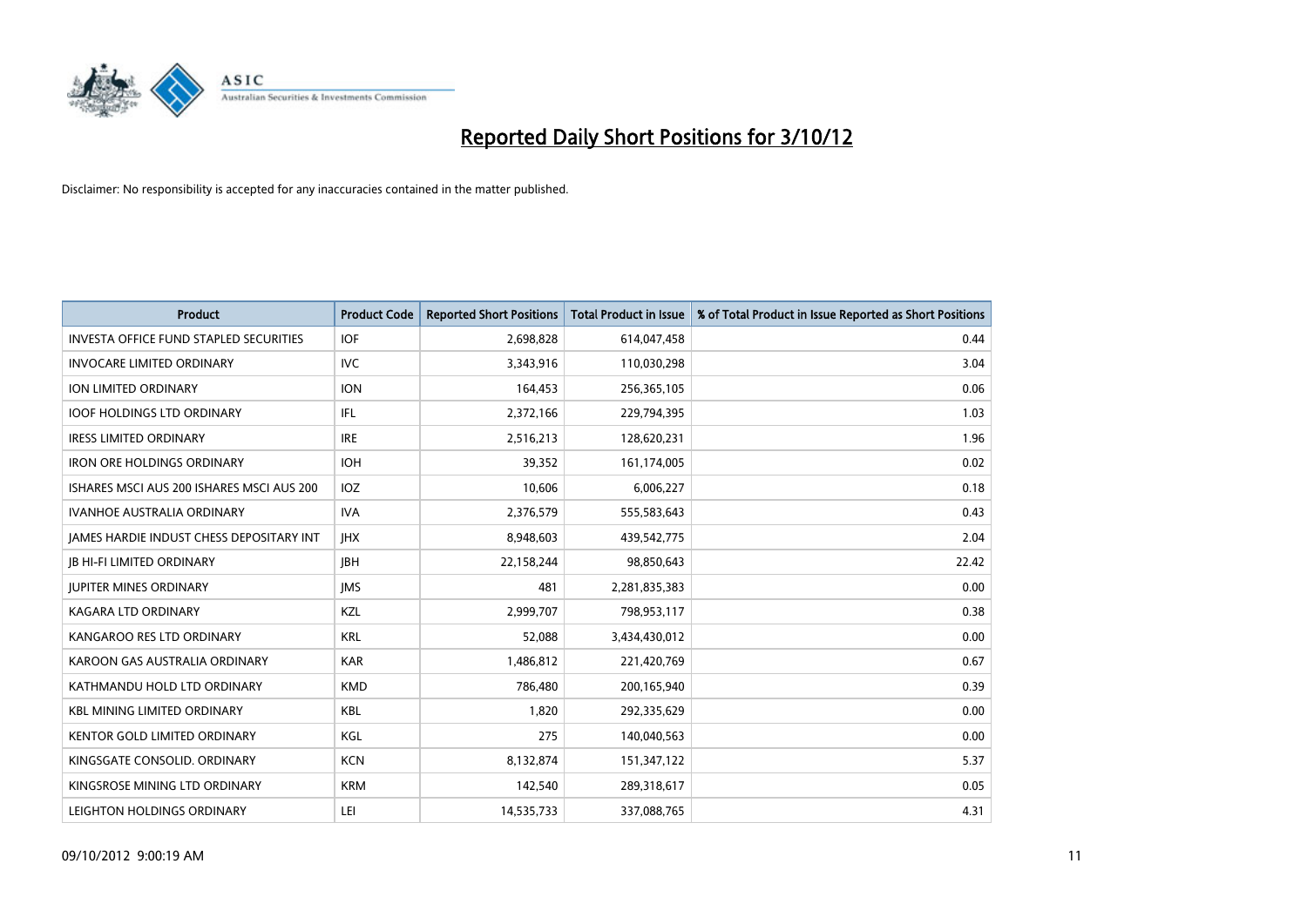# Reported Daily Short Positions for 3/10/12

Disclaimer: No responsibility is accepted for any inaccuracies contained in the matter published.

| Product | Product Code | Reported Short Positions | Total Product in Issue | % of Total Product in Issue Reported as Short Positions |
|---|---|---|---|---|
| INVESTA OFFICE FUND STAPLED SECURITIES | IOF | 2,698,828 | 614,047,458 | 0.44 |
| INVOCARE LIMITED ORDINARY | IVC | 3,343,916 | 110,030,298 | 3.04 |
| ION LIMITED ORDINARY | ION | 164,453 | 256,365,105 | 0.06 |
| IOOF HOLDINGS LTD ORDINARY | IFL | 2,372,166 | 229,794,395 | 1.03 |
| IRESS LIMITED ORDINARY | IRE | 2,516,213 | 128,620,231 | 1.96 |
| IRON ORE HOLDINGS ORDINARY | IOH | 39,352 | 161,174,005 | 0.02 |
| ISHARES MSCI AUS 200 ISHARES MSCI AUS 200 | IOZ | 10,606 | 6,006,227 | 0.18 |
| IVANHOE AUSTRALIA ORDINARY | IVA | 2,376,579 | 555,583,643 | 0.43 |
| JAMES HARDIE INDUST CHESS DEPOSITARY INT | JHX | 8,948,603 | 439,542,775 | 2.04 |
| JB HI-FI LIMITED ORDINARY | JBH | 22,158,244 | 98,850,643 | 22.42 |
| JUPITER MINES ORDINARY | JMS | 481 | 2,281,835,383 | 0.00 |
| KAGARA LTD ORDINARY | KZL | 2,999,707 | 798,953,117 | 0.38 |
| KANGAROO RES LTD ORDINARY | KRL | 52,088 | 3,434,430,012 | 0.00 |
| KAROON GAS AUSTRALIA ORDINARY | KAR | 1,486,812 | 221,420,769 | 0.67 |
| KATHMANDU HOLD LTD ORDINARY | KMD | 786,480 | 200,165,940 | 0.39 |
| KBL MINING LIMITED ORDINARY | KBL | 1,820 | 292,335,629 | 0.00 |
| KENTOR GOLD LIMITED ORDINARY | KGL | 275 | 140,040,563 | 0.00 |
| KINGSGATE CONSOLID. ORDINARY | KCN | 8,132,874 | 151,347,122 | 5.37 |
| KINGSROSE MINING LTD ORDINARY | KRM | 142,540 | 289,318,617 | 0.05 |
| LEIGHTON HOLDINGS ORDINARY | LEI | 14,535,733 | 337,088,765 | 4.31 |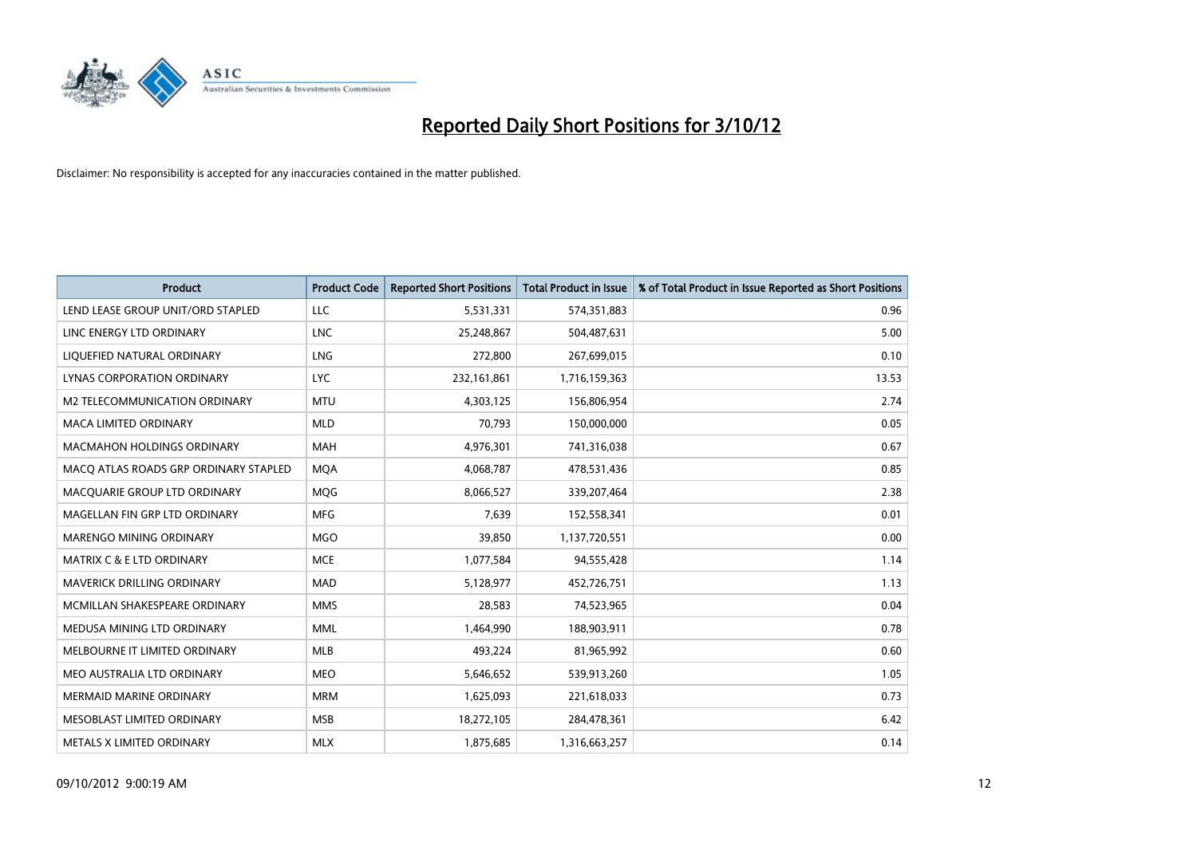# Reported Daily Short Positions for 3/10/12

Disclaimer: No responsibility is accepted for any inaccuracies contained in the matter published.

| Product | Product Code | Reported Short Positions | Total Product in Issue | % of Total Product in Issue Reported as Short Positions |
|---|---|---|---|---|
| LEND LEASE GROUP UNIT/ORD STAPLED | LLC | 5,531,331 | 574,351,883 | 0.96 |
| LINC ENERGY LTD ORDINARY | LNC | 25,248,867 | 504,487,631 | 5.00 |
| LIQUEFIED NATURAL ORDINARY | LNG | 272,800 | 267,699,015 | 0.10 |
| LYNAS CORPORATION ORDINARY | LYC | 232,161,861 | 1,716,159,363 | 13.53 |
| M2 TELECOMMUNICATION ORDINARY | MTU | 4,303,125 | 156,806,954 | 2.74 |
| MACA LIMITED ORDINARY | MLD | 70,793 | 150,000,000 | 0.05 |
| MACMAHON HOLDINGS ORDINARY | MAH | 4,976,301 | 741,316,038 | 0.67 |
| MACQ ATLAS ROADS GRP ORDINARY STAPLED | MQA | 4,068,787 | 478,531,436 | 0.85 |
| MACQUARIE GROUP LTD ORDINARY | MQG | 8,066,527 | 339,207,464 | 2.38 |
| MAGELLAN FIN GRP LTD ORDINARY | MFG | 7,639 | 152,558,341 | 0.01 |
| MARENGO MINING ORDINARY | MGO | 39,850 | 1,137,720,551 | 0.00 |
| MATRIX C & E LTD ORDINARY | MCE | 1,077,584 | 94,555,428 | 1.14 |
| MAVERICK DRILLING ORDINARY | MAD | 5,128,977 | 452,726,751 | 1.13 |
| MCMILLAN SHAKESPEARE ORDINARY | MMS | 28,583 | 74,523,965 | 0.04 |
| MEDUSA MINING LTD ORDINARY | MML | 1,464,990 | 188,903,911 | 0.78 |
| MELBOURNE IT LIMITED ORDINARY | MLB | 493,224 | 81,965,992 | 0.60 |
| MEO AUSTRALIA LTD ORDINARY | MEO | 5,646,652 | 539,913,260 | 1.05 |
| MERMAID MARINE ORDINARY | MRM | 1,625,093 | 221,618,033 | 0.73 |
| MESOBLAST LIMITED ORDINARY | MSB | 18,272,105 | 284,478,361 | 6.42 |
| METALS X LIMITED ORDINARY | MLX | 1,875,685 | 1,316,663,257 | 0.14 |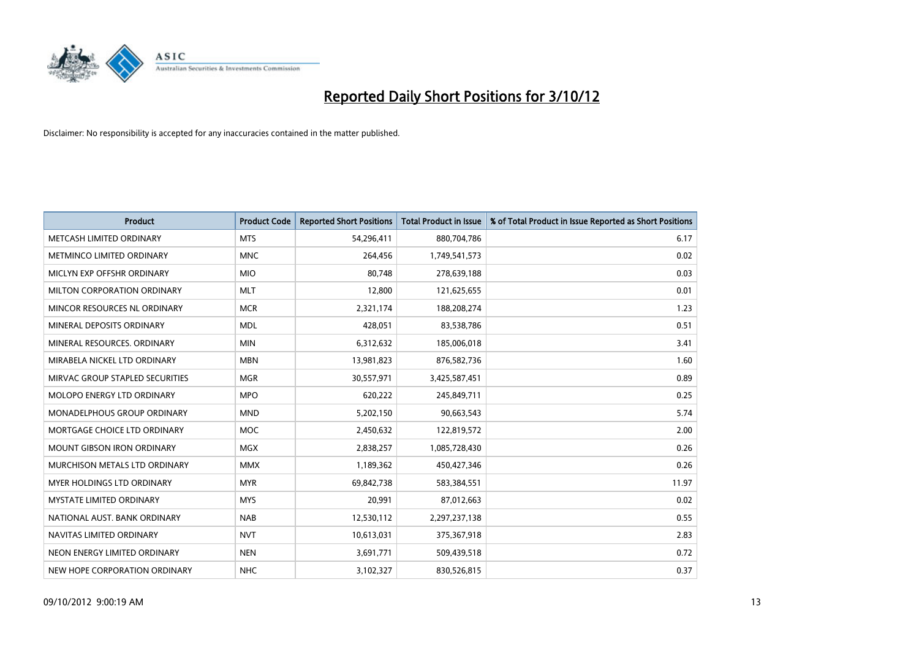# Reported Daily Short Positions for 3/10/12

Disclaimer: No responsibility is accepted for any inaccuracies contained in the matter published.

| Product | Product Code | Reported Short Positions | Total Product in Issue | % of Total Product in Issue Reported as Short Positions |
|---|---|---|---|---|
| METCASH LIMITED ORDINARY | MTS | 54,296,411 | 880,704,786 | 6.17 |
| METMINCO LIMITED ORDINARY | MNC | 264,456 | 1,749,541,573 | 0.02 |
| MICLYN EXP OFFSHR ORDINARY | MIO | 80,748 | 278,639,188 | 0.03 |
| MILTON CORPORATION ORDINARY | MLT | 12,800 | 121,625,655 | 0.01 |
| MINCOR RESOURCES NL ORDINARY | MCR | 2,321,174 | 188,208,274 | 1.23 |
| MINERAL DEPOSITS ORDINARY | MDL | 428,051 | 83,538,786 | 0.51 |
| MINERAL RESOURCES. ORDINARY | MIN | 6,312,632 | 185,006,018 | 3.41 |
| MIRABELA NICKEL LTD ORDINARY | MBN | 13,981,823 | 876,582,736 | 1.60 |
| MIRVAC GROUP STAPLED SECURITIES | MGR | 30,557,971 | 3,425,587,451 | 0.89 |
| MOLOPO ENERGY LTD ORDINARY | MPO | 620,222 | 245,849,711 | 0.25 |
| MONADELPHOUS GROUP ORDINARY | MND | 5,202,150 | 90,663,543 | 5.74 |
| MORTGAGE CHOICE LTD ORDINARY | MOC | 2,450,632 | 122,819,572 | 2.00 |
| MOUNT GIBSON IRON ORDINARY | MGX | 2,838,257 | 1,085,728,430 | 0.26 |
| MURCHISON METALS LTD ORDINARY | MMX | 1,189,362 | 450,427,346 | 0.26 |
| MYER HOLDINGS LTD ORDINARY | MYR | 69,842,738 | 583,384,551 | 11.97 |
| MYSTATE LIMITED ORDINARY | MYS | 20,991 | 87,012,663 | 0.02 |
| NATIONAL AUST. BANK ORDINARY | NAB | 12,530,112 | 2,297,237,138 | 0.55 |
| NAVITAS LIMITED ORDINARY | NVT | 10,613,031 | 375,367,918 | 2.83 |
| NEON ENERGY LIMITED ORDINARY | NEN | 3,691,771 | 509,439,518 | 0.72 |
| NEW HOPE CORPORATION ORDINARY | NHC | 3,102,327 | 830,526,815 | 0.37 |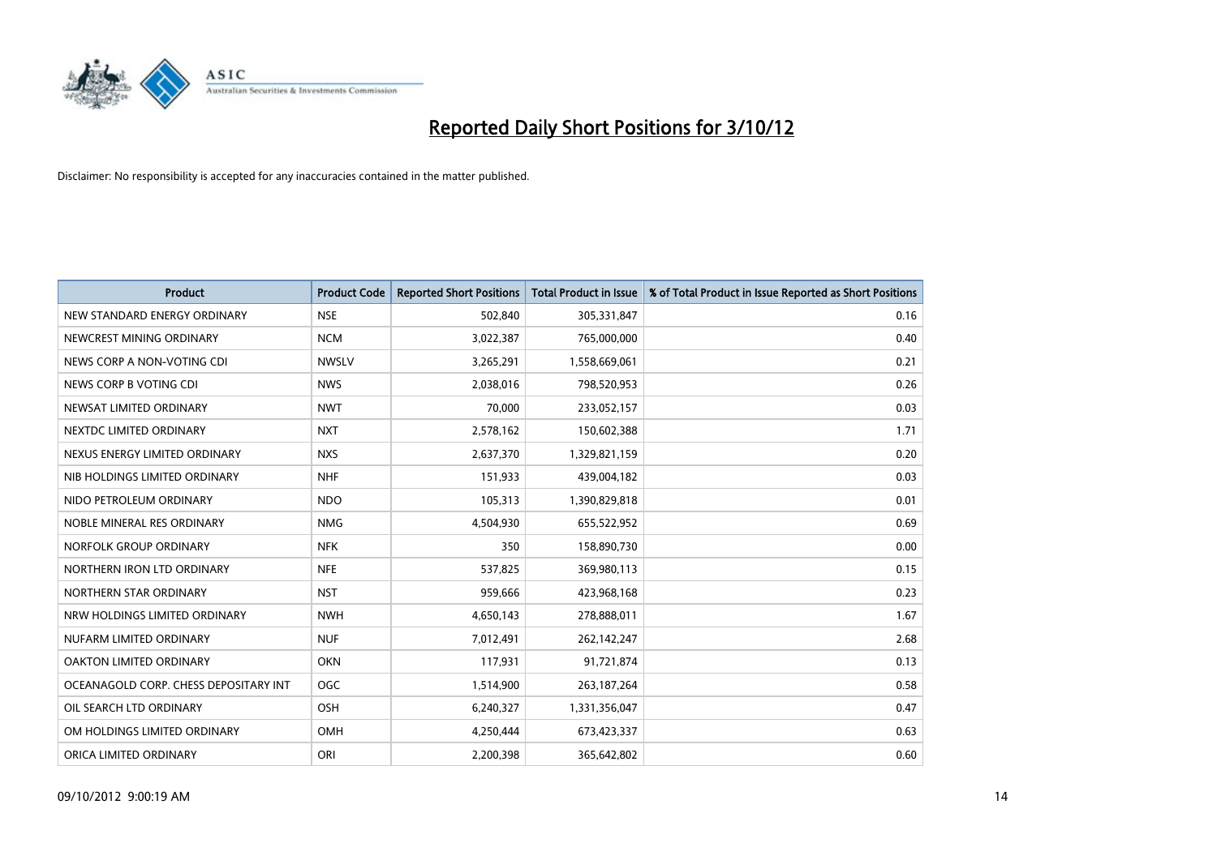# Reported Daily Short Positions for 3/10/12

Disclaimer: No responsibility is accepted for any inaccuracies contained in the matter published.

| Product | Product Code | Reported Short Positions | Total Product in Issue | % of Total Product in Issue Reported as Short Positions |
|---|---|---|---|---|
| NEW STANDARD ENERGY ORDINARY | NSE | 502,840 | 305,331,847 | 0.16 |
| NEWCREST MINING ORDINARY | NCM | 3,022,387 | 765,000,000 | 0.40 |
| NEWS CORP A NON-VOTING CDI | NWSLV | 3,265,291 | 1,558,669,061 | 0.21 |
| NEWS CORP B VOTING CDI | NWS | 2,038,016 | 798,520,953 | 0.26 |
| NEWSAT LIMITED ORDINARY | NWT | 70,000 | 233,052,157 | 0.03 |
| NEXTDC LIMITED ORDINARY | NXT | 2,578,162 | 150,602,388 | 1.71 |
| NEXUS ENERGY LIMITED ORDINARY | NXS | 2,637,370 | 1,329,821,159 | 0.20 |
| NIB HOLDINGS LIMITED ORDINARY | NHF | 151,933 | 439,004,182 | 0.03 |
| NIDO PETROLEUM ORDINARY | NDO | 105,313 | 1,390,829,818 | 0.01 |
| NOBLE MINERAL RES ORDINARY | NMG | 4,504,930 | 655,522,952 | 0.69 |
| NORFOLK GROUP ORDINARY | NFK | 350 | 158,890,730 | 0.00 |
| NORTHERN IRON LTD ORDINARY | NFE | 537,825 | 369,980,113 | 0.15 |
| NORTHERN STAR ORDINARY | NST | 959,666 | 423,968,168 | 0.23 |
| NRW HOLDINGS LIMITED ORDINARY | NWH | 4,650,143 | 278,888,011 | 1.67 |
| NUFARM LIMITED ORDINARY | NUF | 7,012,491 | 262,142,247 | 2.68 |
| OAKTON LIMITED ORDINARY | OKN | 117,931 | 91,721,874 | 0.13 |
| OCEANAGOLD CORP. CHESS DEPOSITARY INT | OGC | 1,514,900 | 263,187,264 | 0.58 |
| OIL SEARCH LTD ORDINARY | OSH | 6,240,327 | 1,331,356,047 | 0.47 |
| OM HOLDINGS LIMITED ORDINARY | OMH | 4,250,444 | 673,423,337 | 0.63 |
| ORICA LIMITED ORDINARY | ORI | 2,200,398 | 365,642,802 | 0.60 |

09/10/2012 9:00:19 AM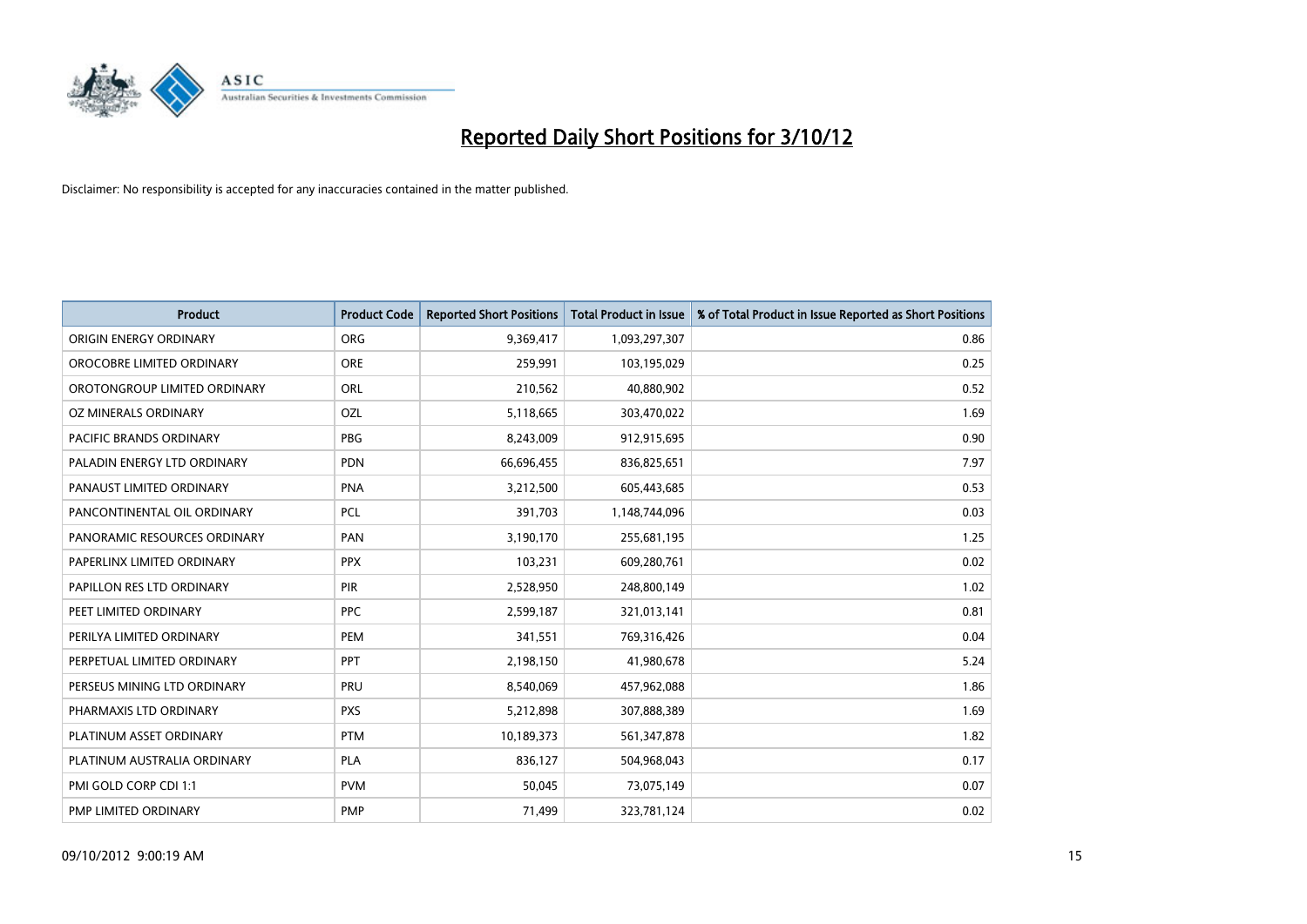# Reported Daily Short Positions for 3/10/12

Disclaimer: No responsibility is accepted for any inaccuracies contained in the matter published.

| Product | Product Code | Reported Short Positions | Total Product in Issue | % of Total Product in Issue Reported as Short Positions |
|---|---|---|---|---|
| ORIGIN ENERGY ORDINARY | ORG | 9,369,417 | 1,093,297,307 | 0.86 |
| OROCOBRE LIMITED ORDINARY | ORE | 259,991 | 103,195,029 | 0.25 |
| OROTONGROUP LIMITED ORDINARY | ORL | 210,562 | 40,880,902 | 0.52 |
| OZ MINERALS ORDINARY | OZL | 5,118,665 | 303,470,022 | 1.69 |
| PACIFIC BRANDS ORDINARY | PBG | 8,243,009 | 912,915,695 | 0.90 |
| PALADIN ENERGY LTD ORDINARY | PDN | 66,696,455 | 836,825,651 | 7.97 |
| PANAUST LIMITED ORDINARY | PNA | 3,212,500 | 605,443,685 | 0.53 |
| PANCONTINENTAL OIL ORDINARY | PCL | 391,703 | 1,148,744,096 | 0.03 |
| PANORAMIC RESOURCES ORDINARY | PAN | 3,190,170 | 255,681,195 | 1.25 |
| PAPERLINX LIMITED ORDINARY | PPX | 103,231 | 609,280,761 | 0.02 |
| PAPILLON RES LTD ORDINARY | PIR | 2,528,950 | 248,800,149 | 1.02 |
| PEET LIMITED ORDINARY | PPC | 2,599,187 | 321,013,141 | 0.81 |
| PERILYA LIMITED ORDINARY | PEM | 341,551 | 769,316,426 | 0.04 |
| PERPETUAL LIMITED ORDINARY | PPT | 2,198,150 | 41,980,678 | 5.24 |
| PERSEUS MINING LTD ORDINARY | PRU | 8,540,069 | 457,962,088 | 1.86 |
| PHARMAXIS LTD ORDINARY | PXS | 5,212,898 | 307,888,389 | 1.69 |
| PLATINUM ASSET ORDINARY | PTM | 10,189,373 | 561,347,878 | 1.82 |
| PLATINUM AUSTRALIA ORDINARY | PLA | 836,127 | 504,968,043 | 0.17 |
| PMI GOLD CORP CDI 1:1 | PVM | 50,045 | 73,075,149 | 0.07 |
| PMP LIMITED ORDINARY | PMP | 71,499 | 323,781,124 | 0.02 |

09/10/2012 9:00:19 AM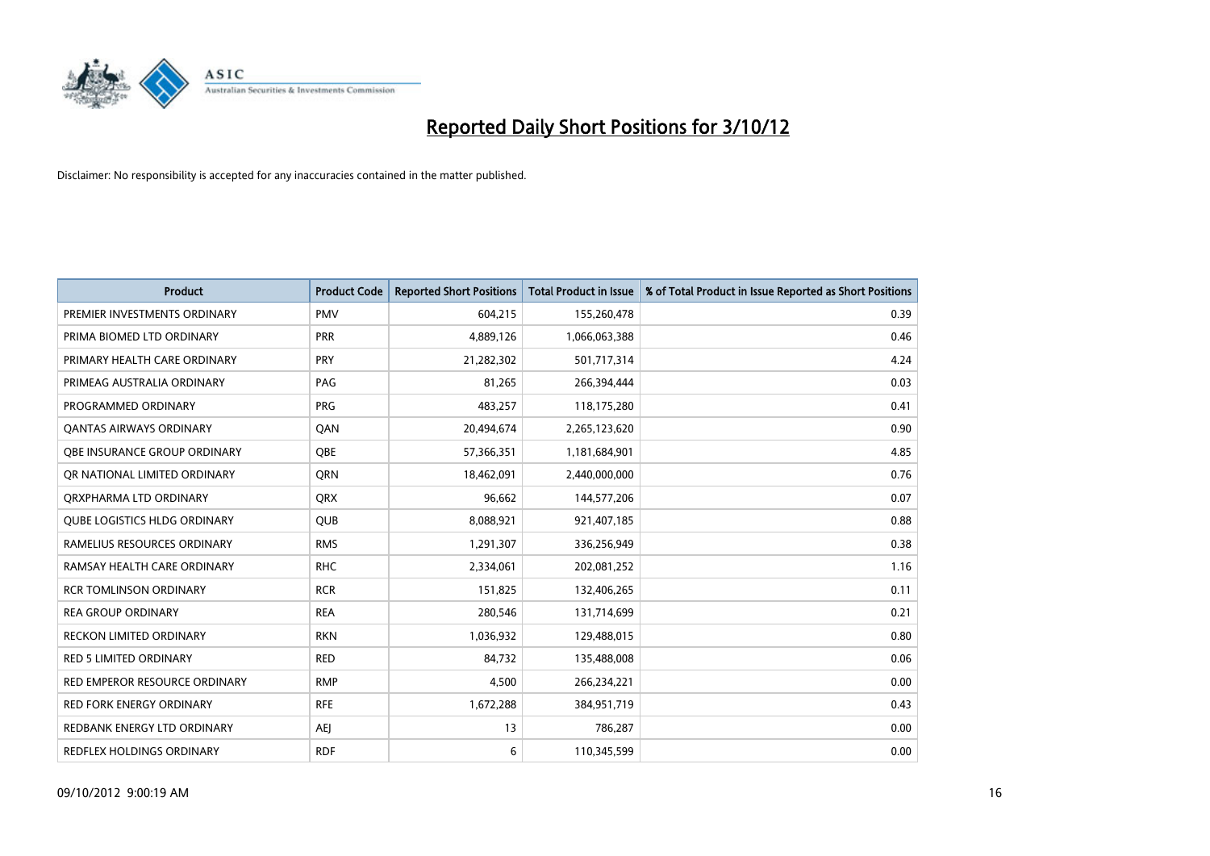# Reported Daily Short Positions for 3/10/12

Disclaimer: No responsibility is accepted for any inaccuracies contained in the matter published.

| Product | Product Code | Reported Short Positions | Total Product in Issue | % of Total Product in Issue Reported as Short Positions |
|---|---|---|---|---|
| PREMIER INVESTMENTS ORDINARY | PMV | 604,215 | 155,260,478 | 0.39 |
| PRIMA BIOMED LTD ORDINARY | PRR | 4,889,126 | 1,066,063,388 | 0.46 |
| PRIMARY HEALTH CARE ORDINARY | PRY | 21,282,302 | 501,717,314 | 4.24 |
| PRIMEAG AUSTRALIA ORDINARY | PAG | 81,265 | 266,394,444 | 0.03 |
| PROGRAMMED ORDINARY | PRG | 483,257 | 118,175,280 | 0.41 |
| QANTAS AIRWAYS ORDINARY | QAN | 20,494,674 | 2,265,123,620 | 0.90 |
| QBE INSURANCE GROUP ORDINARY | QBE | 57,366,351 | 1,181,684,901 | 4.85 |
| QR NATIONAL LIMITED ORDINARY | QRN | 18,462,091 | 2,440,000,000 | 0.76 |
| QRXPHARMA LTD ORDINARY | QRX | 96,662 | 144,577,206 | 0.07 |
| QUBE LOGISTICS HLDG ORDINARY | QUB | 8,088,921 | 921,407,185 | 0.88 |
| RAMELIUS RESOURCES ORDINARY | RMS | 1,291,307 | 336,256,949 | 0.38 |
| RAMSAY HEALTH CARE ORDINARY | RHC | 2,334,061 | 202,081,252 | 1.16 |
| RCR TOMLINSON ORDINARY | RCR | 151,825 | 132,406,265 | 0.11 |
| REA GROUP ORDINARY | REA | 280,546 | 131,714,699 | 0.21 |
| RECKON LIMITED ORDINARY | RKN | 1,036,932 | 129,488,015 | 0.80 |
| RED 5 LIMITED ORDINARY | RED | 84,732 | 135,488,008 | 0.06 |
| RED EMPEROR RESOURCE ORDINARY | RMP | 4,500 | 266,234,221 | 0.00 |
| RED FORK ENERGY ORDINARY | RFE | 1,672,288 | 384,951,719 | 0.43 |
| REDBANK ENERGY LTD ORDINARY | AEJ | 13 | 786,287 | 0.00 |
| REDFLEX HOLDINGS ORDINARY | RDF | 6 | 110,345,599 | 0.00 |

09/10/2012 9:00:19 AM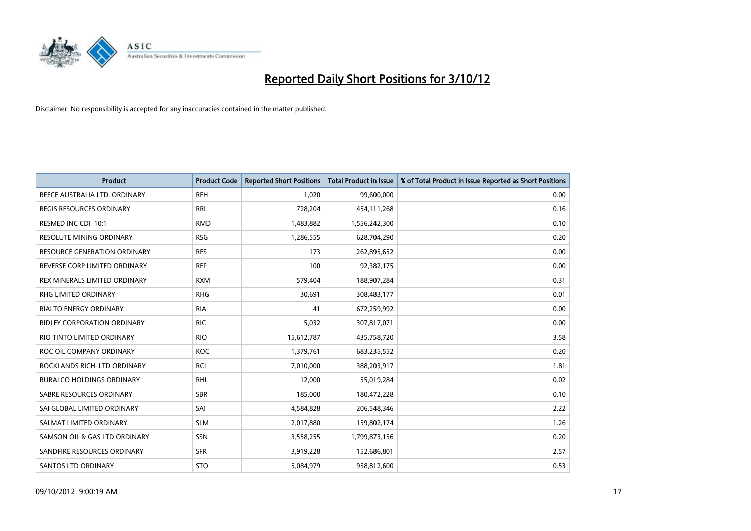# Reported Daily Short Positions for 3/10/12

Disclaimer: No responsibility is accepted for any inaccuracies contained in the matter published.

| Product | Product Code | Reported Short Positions | Total Product in Issue | % of Total Product in Issue Reported as Short Positions |
|---|---|---|---|---|
| REECE AUSTRALIA LTD. ORDINARY | REH | 1,020 | 99,600,000 | 0.00 |
| REGIS RESOURCES ORDINARY | RRL | 728,204 | 454,111,268 | 0.16 |
| RESMED INC CDI 10:1 | RMD | 1,483,882 | 1,556,242,300 | 0.10 |
| RESOLUTE MINING ORDINARY | RSG | 1,286,555 | 628,704,290 | 0.20 |
| RESOURCE GENERATION ORDINARY | RES | 173 | 262,895,652 | 0.00 |
| REVERSE CORP LIMITED ORDINARY | REF | 100 | 92,382,175 | 0.00 |
| REX MINERALS LIMITED ORDINARY | RXM | 579,404 | 188,907,284 | 0.31 |
| RHG LIMITED ORDINARY | RHG | 30,691 | 308,483,177 | 0.01 |
| RIALTO ENERGY ORDINARY | RIA | 41 | 672,259,992 | 0.00 |
| RIDLEY CORPORATION ORDINARY | RIC | 5,032 | 307,817,071 | 0.00 |
| RIO TINTO LIMITED ORDINARY | RIO | 15,612,787 | 435,758,720 | 3.58 |
| ROC OIL COMPANY ORDINARY | ROC | 1,379,761 | 683,235,552 | 0.20 |
| ROCKLANDS RICH. LTD ORDINARY | RCI | 7,010,000 | 388,203,917 | 1.81 |
| RURALCO HOLDINGS ORDINARY | RHL | 12,000 | 55,019,284 | 0.02 |
| SABRE RESOURCES ORDINARY | SBR | 185,000 | 180,472,228 | 0.10 |
| SAI GLOBAL LIMITED ORDINARY | SAI | 4,584,828 | 206,548,346 | 2.22 |
| SALMAT LIMITED ORDINARY | SLM | 2,017,880 | 159,802,174 | 1.26 |
| SAMSON OIL & GAS LTD ORDINARY | SSN | 3,558,255 | 1,799,873,156 | 0.20 |
| SANDFIRE RESOURCES ORDINARY | SFR | 3,919,228 | 152,686,801 | 2.57 |
| SANTOS LTD ORDINARY | STO | 5,084,979 | 958,812,600 | 0.53 |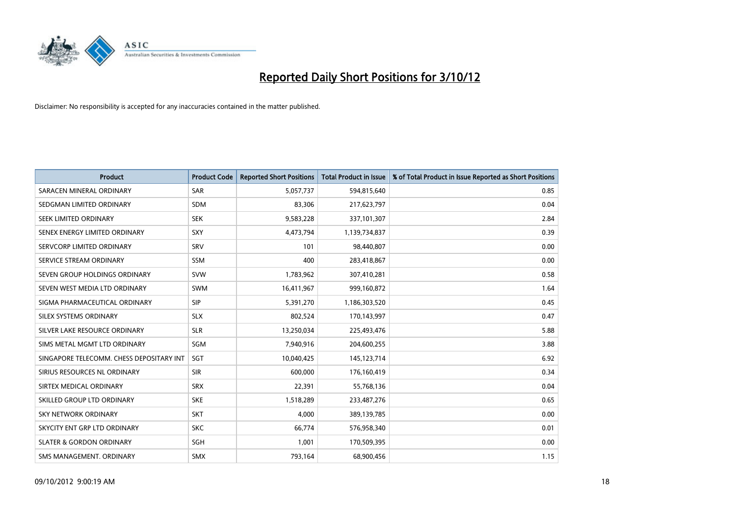# Reported Daily Short Positions for 3/10/12

Disclaimer: No responsibility is accepted for any inaccuracies contained in the matter published.

| Product | Product Code | Reported Short Positions | Total Product in Issue | % of Total Product in Issue Reported as Short Positions |
|---|---|---|---|---|
| SARACEN MINERAL ORDINARY | SAR | 5,057,737 | 594,815,640 | 0.85 |
| SEDGMAN LIMITED ORDINARY | SDM | 83,306 | 217,623,797 | 0.04 |
| SEEK LIMITED ORDINARY | SEK | 9,583,228 | 337,101,307 | 2.84 |
| SENEX ENERGY LIMITED ORDINARY | SXY | 4,473,794 | 1,139,734,837 | 0.39 |
| SERVCORP LIMITED ORDINARY | SRV | 101 | 98,440,807 | 0.00 |
| SERVICE STREAM ORDINARY | SSM | 400 | 283,418,867 | 0.00 |
| SEVEN GROUP HOLDINGS ORDINARY | SVW | 1,783,962 | 307,410,281 | 0.58 |
| SEVEN WEST MEDIA LTD ORDINARY | SWM | 16,411,967 | 999,160,872 | 1.64 |
| SIGMA PHARMACEUTICAL ORDINARY | SIP | 5,391,270 | 1,186,303,520 | 0.45 |
| SILEX SYSTEMS ORDINARY | SLX | 802,524 | 170,143,997 | 0.47 |
| SILVER LAKE RESOURCE ORDINARY | SLR | 13,250,034 | 225,493,476 | 5.88 |
| SIMS METAL MGMT LTD ORDINARY | SGM | 7,940,916 | 204,600,255 | 3.88 |
| SINGAPORE TELECOMM. CHESS DEPOSITARY INT | SGT | 10,040,425 | 145,123,714 | 6.92 |
| SIRIUS RESOURCES NL ORDINARY | SIR | 600,000 | 176,160,419 | 0.34 |
| SIRTEX MEDICAL ORDINARY | SRX | 22,391 | 55,768,136 | 0.04 |
| SKILLED GROUP LTD ORDINARY | SKE | 1,518,289 | 233,487,276 | 0.65 |
| SKY NETWORK ORDINARY | SKT | 4,000 | 389,139,785 | 0.00 |
| SKYCITY ENT GRP LTD ORDINARY | SKC | 66,774 | 576,958,340 | 0.01 |
| SLATER & GORDON ORDINARY | SGH | 1,001 | 170,509,395 | 0.00 |
| SMS MANAGEMENT. ORDINARY | SMX | 793,164 | 68,900,456 | 1.15 |

09/10/2012 9:00:19 AM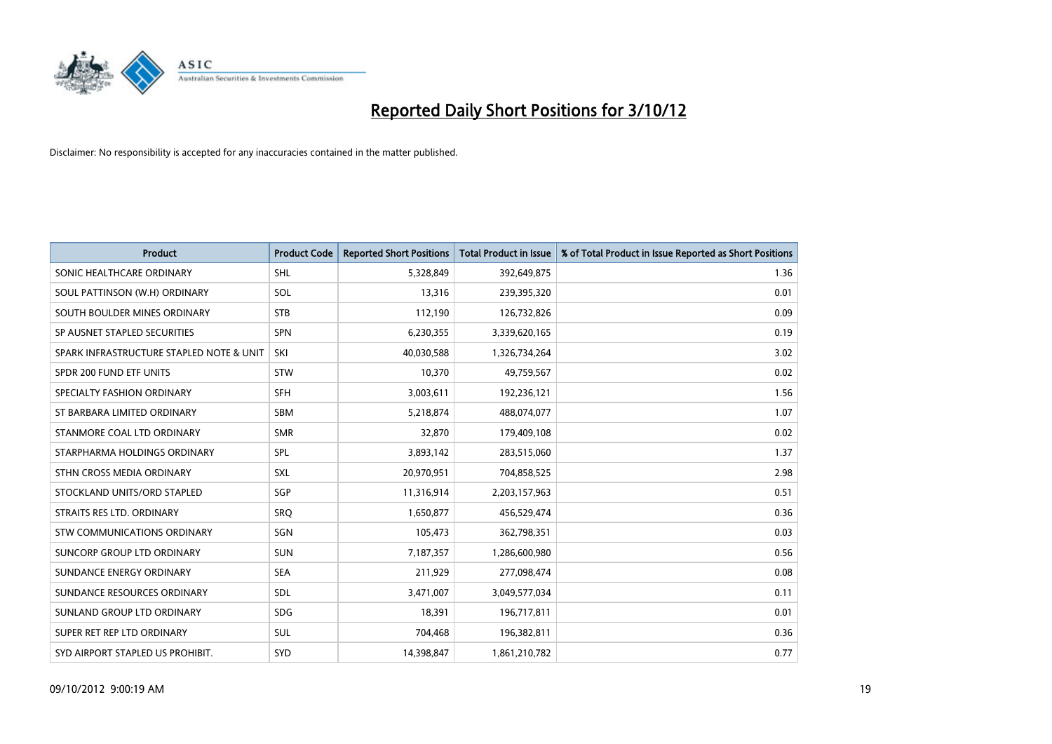# Reported Daily Short Positions for 3/10/12

Disclaimer: No responsibility is accepted for any inaccuracies contained in the matter published.

| Product | Product Code | Reported Short Positions | Total Product in Issue | % of Total Product in Issue Reported as Short Positions |
|---|---|---|---|---|
| SONIC HEALTHCARE ORDINARY | SHL | 5,328,849 | 392,649,875 | 1.36 |
| SOUL PATTINSON (W.H) ORDINARY | SOL | 13,316 | 239,395,320 | 0.01 |
| SOUTH BOULDER MINES ORDINARY | STB | 112,190 | 126,732,826 | 0.09 |
| SP AUSNET STAPLED SECURITIES | SPN | 6,230,355 | 3,339,620,165 | 0.19 |
| SPARK INFRASTRUCTURE STAPLED NOTE & UNIT | SKI | 40,030,588 | 1,326,734,264 | 3.02 |
| SPDR 200 FUND ETF UNITS | STW | 10,370 | 49,759,567 | 0.02 |
| SPECIALTY FASHION ORDINARY | SFH | 3,003,611 | 192,236,121 | 1.56 |
| ST BARBARA LIMITED ORDINARY | SBM | 5,218,874 | 488,074,077 | 1.07 |
| STANMORE COAL LTD ORDINARY | SMR | 32,870 | 179,409,108 | 0.02 |
| STARPHARMA HOLDINGS ORDINARY | SPL | 3,893,142 | 283,515,060 | 1.37 |
| STHN CROSS MEDIA ORDINARY | SXL | 20,970,951 | 704,858,525 | 2.98 |
| STOCKLAND UNITS/ORD STAPLED | SGP | 11,316,914 | 2,203,157,963 | 0.51 |
| STRAITS RES LTD. ORDINARY | SRQ | 1,650,877 | 456,529,474 | 0.36 |
| STW COMMUNICATIONS ORDINARY | SGN | 105,473 | 362,798,351 | 0.03 |
| SUNCORP GROUP LTD ORDINARY | SUN | 7,187,357 | 1,286,600,980 | 0.56 |
| SUNDANCE ENERGY ORDINARY | SEA | 211,929 | 277,098,474 | 0.08 |
| SUNDANCE RESOURCES ORDINARY | SDL | 3,471,007 | 3,049,577,034 | 0.11 |
| SUNLAND GROUP LTD ORDINARY | SDG | 18,391 | 196,717,811 | 0.01 |
| SUPER RET REP LTD ORDINARY | SUL | 704,468 | 196,382,811 | 0.36 |
| SYD AIRPORT STAPLED US PROHIBIT. | SYD | 14,398,847 | 1,861,210,782 | 0.77 |

09/10/2012 9:00:19 AM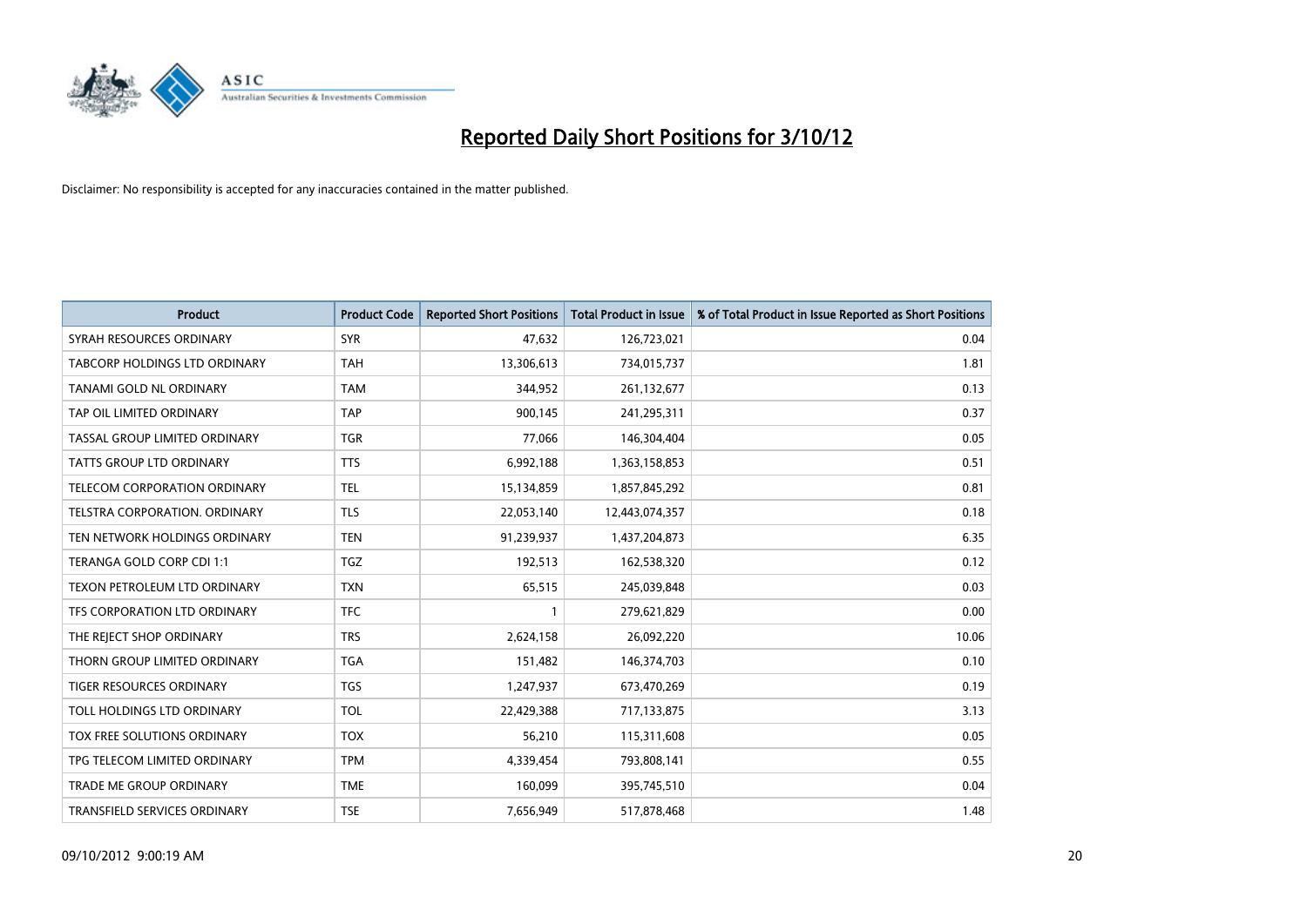# Reported Daily Short Positions for 3/10/12

Disclaimer: No responsibility is accepted for any inaccuracies contained in the matter published.

| Product | Product Code | Reported Short Positions | Total Product in Issue | % of Total Product in Issue Reported as Short Positions |
|---|---|---|---|---|
| SYRAH RESOURCES ORDINARY | SYR | 47,632 | 126,723,021 | 0.04 |
| TABCORP HOLDINGS LTD ORDINARY | TAH | 13,306,613 | 734,015,737 | 1.81 |
| TANAMI GOLD NL ORDINARY | TAM | 344,952 | 261,132,677 | 0.13 |
| TAP OIL LIMITED ORDINARY | TAP | 900,145 | 241,295,311 | 0.37 |
| TASSAL GROUP LIMITED ORDINARY | TGR | 77,066 | 146,304,404 | 0.05 |
| TATTS GROUP LTD ORDINARY | TTS | 6,992,188 | 1,363,158,853 | 0.51 |
| TELECOM CORPORATION ORDINARY | TEL | 15,134,859 | 1,857,845,292 | 0.81 |
| TELSTRA CORPORATION. ORDINARY | TLS | 22,053,140 | 12,443,074,357 | 0.18 |
| TEN NETWORK HOLDINGS ORDINARY | TEN | 91,239,937 | 1,437,204,873 | 6.35 |
| TERANGA GOLD CORP CDI 1:1 | TGZ | 192,513 | 162,538,320 | 0.12 |
| TEXON PETROLEUM LTD ORDINARY | TXN | 65,515 | 245,039,848 | 0.03 |
| TFS CORPORATION LTD ORDINARY | TFC | 1 | 279,621,829 | 0.00 |
| THE REJECT SHOP ORDINARY | TRS | 2,624,158 | 26,092,220 | 10.06 |
| THORN GROUP LIMITED ORDINARY | TGA | 151,482 | 146,374,703 | 0.10 |
| TIGER RESOURCES ORDINARY | TGS | 1,247,937 | 673,470,269 | 0.19 |
| TOLL HOLDINGS LTD ORDINARY | TOL | 22,429,388 | 717,133,875 | 3.13 |
| TOX FREE SOLUTIONS ORDINARY | TOX | 56,210 | 115,311,608 | 0.05 |
| TPG TELECOM LIMITED ORDINARY | TPM | 4,339,454 | 793,808,141 | 0.55 |
| TRADE ME GROUP ORDINARY | TME | 160,099 | 395,745,510 | 0.04 |
| TRANSFIELD SERVICES ORDINARY | TSE | 7,656,949 | 517,878,468 | 1.48 |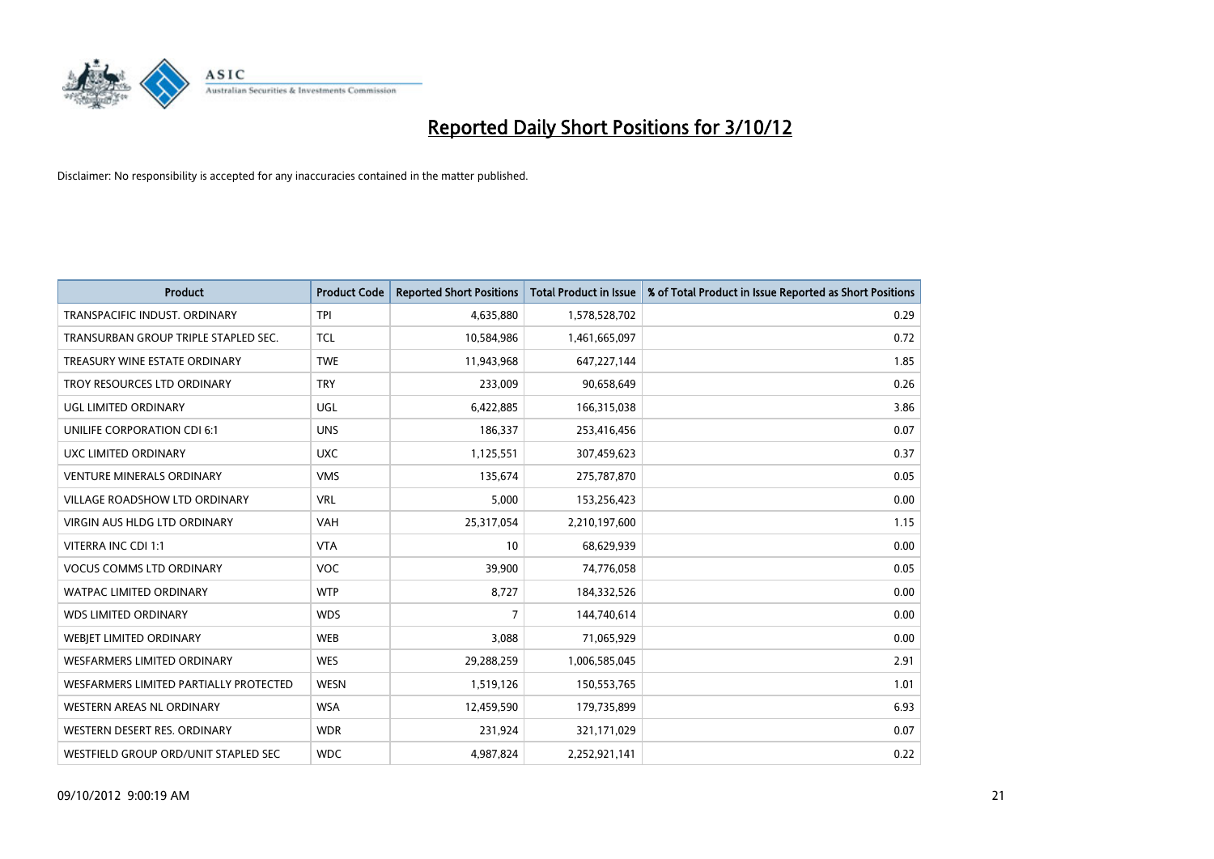# Reported Daily Short Positions for 3/10/12

Disclaimer: No responsibility is accepted for any inaccuracies contained in the matter published.

| Product | Product Code | Reported Short Positions | Total Product in Issue | % of Total Product in Issue Reported as Short Positions |
|---|---|---|---|---|
| TRANSPACIFIC INDUST. ORDINARY | TPI | 4,635,880 | 1,578,528,702 | 0.29 |
| TRANSURBAN GROUP TRIPLE STAPLED SEC. | TCL | 10,584,986 | 1,461,665,097 | 0.72 |
| TREASURY WINE ESTATE ORDINARY | TWE | 11,943,968 | 647,227,144 | 1.85 |
| TROY RESOURCES LTD ORDINARY | TRY | 233,009 | 90,658,649 | 0.26 |
| UGL LIMITED ORDINARY | UGL | 6,422,885 | 166,315,038 | 3.86 |
| UNILIFE CORPORATION CDI 6:1 | UNS | 186,337 | 253,416,456 | 0.07 |
| UXC LIMITED ORDINARY | UXC | 1,125,551 | 307,459,623 | 0.37 |
| VENTURE MINERALS ORDINARY | VMS | 135,674 | 275,787,870 | 0.05 |
| VILLAGE ROADSHOW LTD ORDINARY | VRL | 5,000 | 153,256,423 | 0.00 |
| VIRGIN AUS HLDG LTD ORDINARY | VAH | 25,317,054 | 2,210,197,600 | 1.15 |
| VITERRA INC CDI 1:1 | VTA | 10 | 68,629,939 | 0.00 |
| VOCUS COMMS LTD ORDINARY | VOC | 39,900 | 74,776,058 | 0.05 |
| WATPAC LIMITED ORDINARY | WTP | 8,727 | 184,332,526 | 0.00 |
| WDS LIMITED ORDINARY | WDS | 7 | 144,740,614 | 0.00 |
| WEBJET LIMITED ORDINARY | WEB | 3,088 | 71,065,929 | 0.00 |
| WESFARMERS LIMITED ORDINARY | WES | 29,288,259 | 1,006,585,045 | 2.91 |
| WESFARMERS LIMITED PARTIALLY PROTECTED | WESN | 1,519,126 | 150,553,765 | 1.01 |
| WESTERN AREAS NL ORDINARY | WSA | 12,459,590 | 179,735,899 | 6.93 |
| WESTERN DESERT RES. ORDINARY | WDR | 231,924 | 321,171,029 | 0.07 |
| WESTFIELD GROUP ORD/UNIT STAPLED SEC | WDC | 4,987,824 | 2,252,921,141 | 0.22 |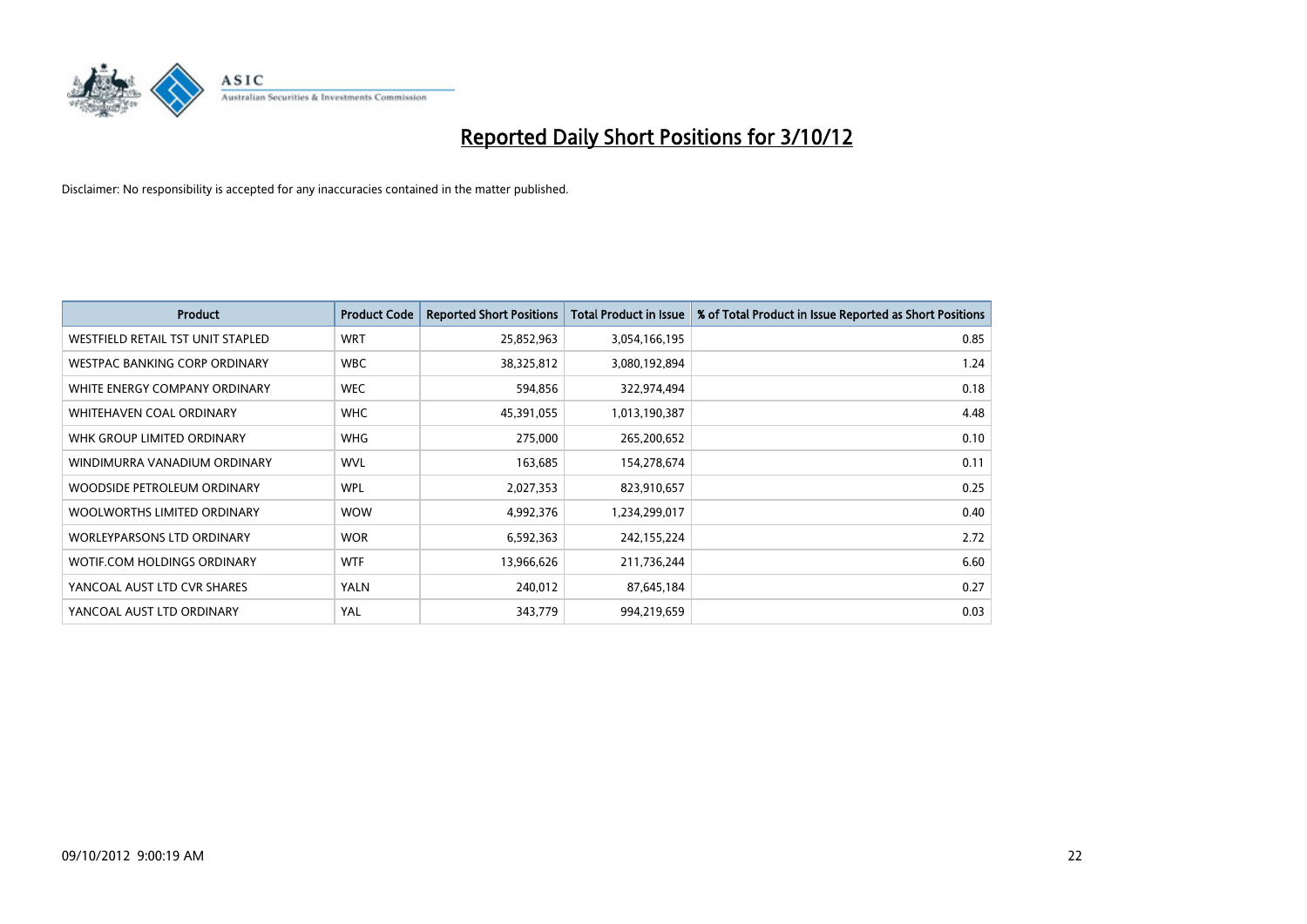# Reported Daily Short Positions for 3/10/12

Disclaimer: No responsibility is accepted for any inaccuracies contained in the matter published.

| Product | Product Code | Reported Short Positions | Total Product in Issue | % of Total Product in Issue Reported as Short Positions |
|---|---|---|---|---|
| WESTFIELD RETAIL TST UNIT STAPLED | WRT | 25,852,963 | 3,054,166,195 | 0.85 |
| WESTPAC BANKING CORP ORDINARY | WBC | 38,325,812 | 3,080,192,894 | 1.24 |
| WHITE ENERGY COMPANY ORDINARY | WEC | 594,856 | 322,974,494 | 0.18 |
| WHITEHAVEN COAL ORDINARY | WHC | 45,391,055 | 1,013,190,387 | 4.48 |
| WHK GROUP LIMITED ORDINARY | WHG | 275,000 | 265,200,652 | 0.10 |
| WINDIMURRA VANADIUM ORDINARY | WVL | 163,685 | 154,278,674 | 0.11 |
| WOODSIDE PETROLEUM ORDINARY | WPL | 2,027,353 | 823,910,657 | 0.25 |
| WOOLWORTHS LIMITED ORDINARY | WOW | 4,992,376 | 1,234,299,017 | 0.40 |
| WORLEYPARSONS LTD ORDINARY | WOR | 6,592,363 | 242,155,224 | 2.72 |
| WOTIF.COM HOLDINGS ORDINARY | WTF | 13,966,626 | 211,736,244 | 6.60 |
| YANCOAL AUST LTD CVR SHARES | YALN | 240,012 | 87,645,184 | 0.27 |
| YANCOAL AUST LTD ORDINARY | YAL | 343,779 | 994,219,659 | 0.03 |